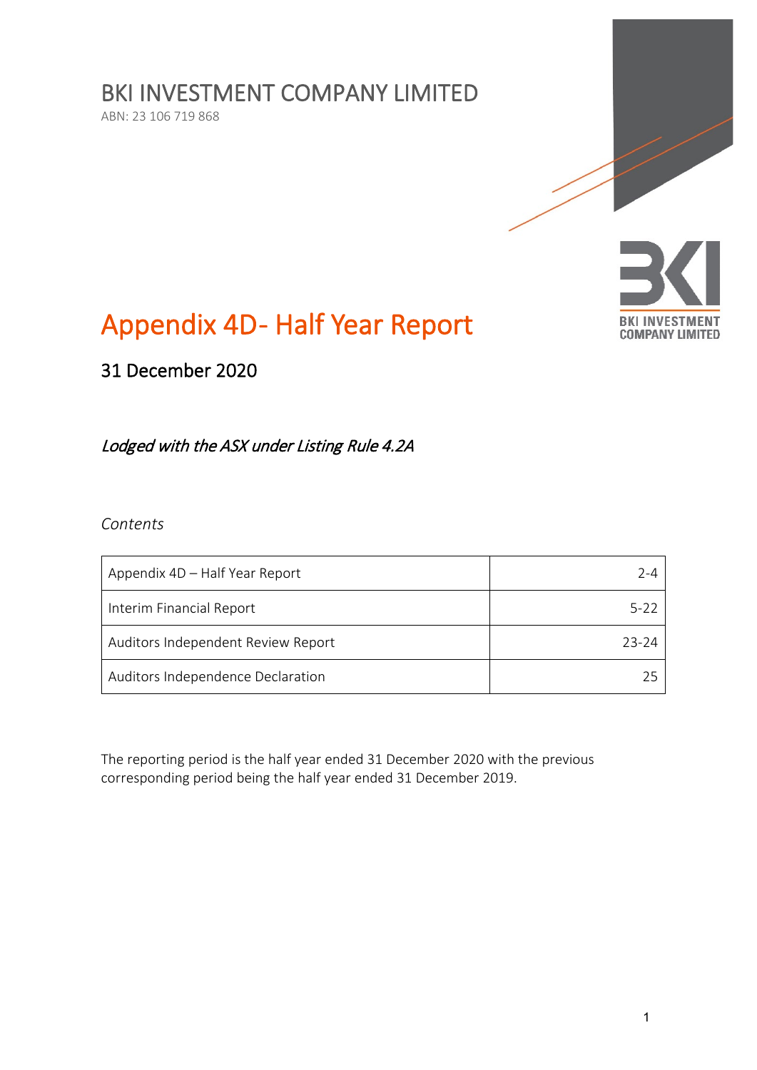# BKI INVESTMENT COMPANY LIMITED

ABN: 23 106 719 868

# Appendix 4D- Half Year Report

## 31 December 2020

*Lodged with the ASX under Listing Rule 4.2A*

*Contents*

| | |
|---|---|
| Appendix 4D – Half Year Report | 2-4 |
| Interim Financial Report | 5-22 |
| Auditors Independent Review Report | 23-24 |
| Auditors Independence Declaration | 25 |

The reporting period is the half year ended 31 December 2020 with the previous corresponding period being the half year ended 31 December 2019.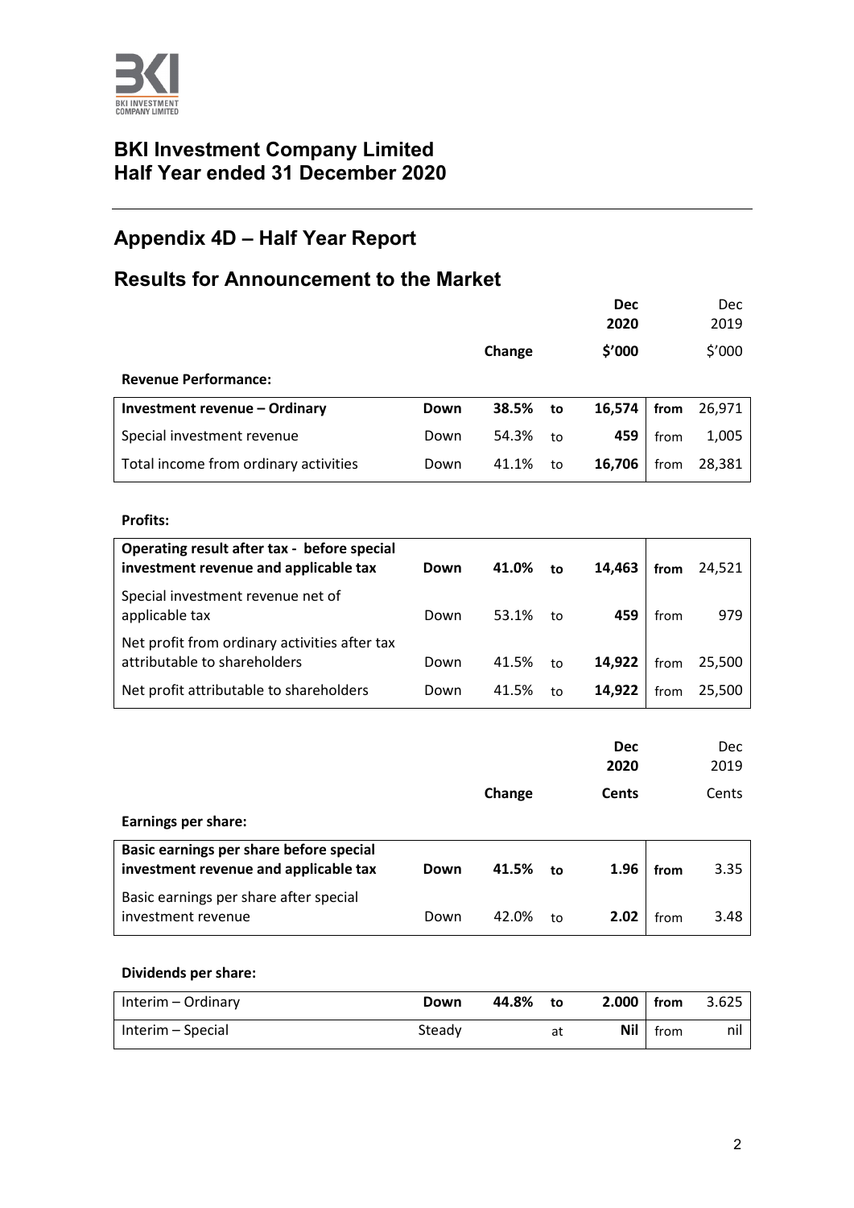# BKI Investment Company Limited
# Half Year ended 31 December 2020

## Appendix 4D – Half Year Report

## Results for Announcement to the Market

| | | Change | | Dec 2020 $'000 | | Dec 2019 $'000 |
|---|---|---|---|---|---|---|
| **Revenue Performance:** | | | | | | |
| **Investment revenue – Ordinary** | **Down** | **38.5%** | **to** | **16,574** | **from** | 26,971 |
| Special investment revenue | Down | 54.3% | to | **459** | from | 1,005 |
| Total income from ordinary activities | Down | 41.1% | to | **16,706** | from | 28,381 |

**Profits:**

| | | Change | | Dec 2020 $'000 | | Dec 2019 $'000 |
|---|---|---|---|---|---|---|
| **Operating result after tax - before special investment revenue and applicable tax** | **Down** | **41.0%** | **to** | **14,463** | **from** | 24,521 |
| Special investment revenue net of applicable tax | Down | 53.1% | to | **459** | from | 979 |
| Net profit from ordinary activities after tax attributable to shareholders | Down | 41.5% | to | **14,922** | from | 25,500 |
| Net profit attributable to shareholders | Down | 41.5% | to | **14,922** | from | 25,500 |

| | | Change | | Dec 2020 Cents | | Dec 2019 Cents |
|---|---|---|---|---|---|---|
| **Earnings per share:** | | | | | | |
| **Basic earnings per share before special investment revenue and applicable tax** | **Down** | **41.5%** | **to** | **1.96** | **from** | 3.35 |
| Basic earnings per share after special investment revenue | Down | 42.0% | to | **2.02** | from | 3.48 |

**Dividends per share:**

| | | Change | | Dec 2020 Cents | | Dec 2019 Cents |
|---|---|---|---|---|---|---|
| Interim – Ordinary | **Down** | **44.8%** | **to** | **2.000** | **from** | 3.625 |
| Interim – Special | Steady | | at | **Nil** | from | nil |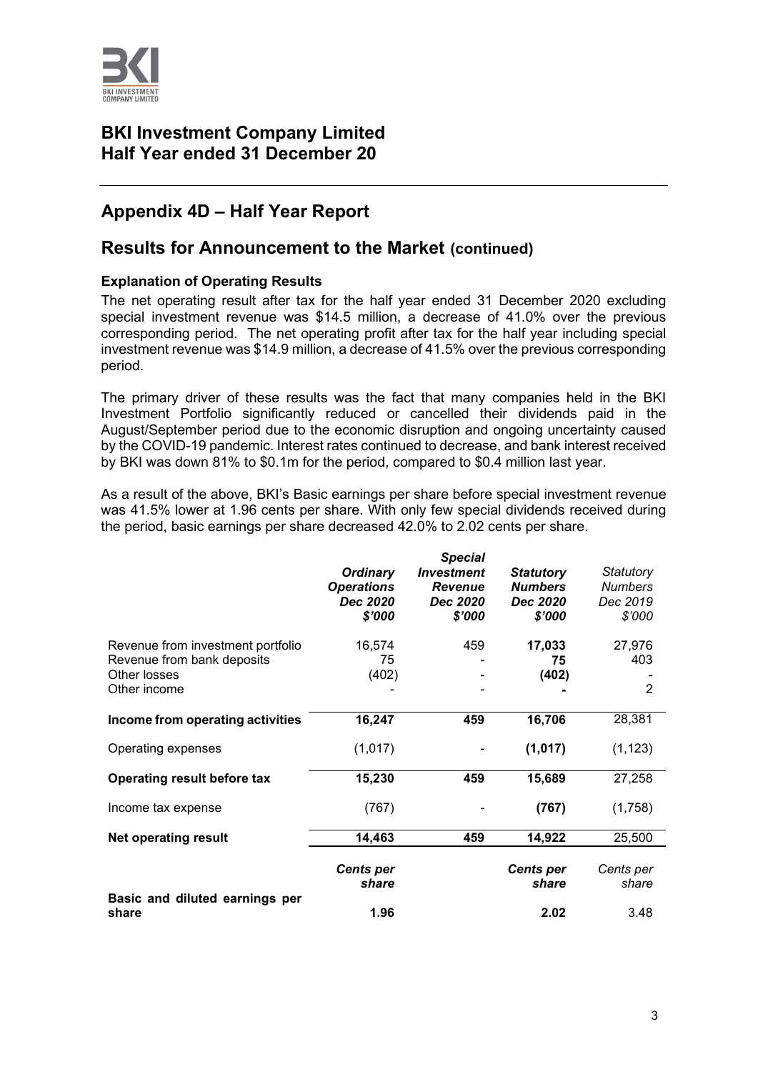# BKI Investment Company Limited
# Half Year ended 31 December 20

## Appendix 4D – Half Year Report

## Results for Announcement to the Market (continued)

### Explanation of Operating Results

The net operating result after tax for the half year ended 31 December 2020 excluding special investment revenue was $14.5 million, a decrease of 41.0% over the previous corresponding period. The net operating profit after tax for the half year including special investment revenue was $14.9 million, a decrease of 41.5% over the previous corresponding period.

The primary driver of these results was the fact that many companies held in the BKI Investment Portfolio significantly reduced or cancelled their dividends paid in the August/September period due to the economic disruption and ongoing uncertainty caused by the COVID-19 pandemic. Interest rates continued to decrease, and bank interest received by BKI was down 81% to $0.1m for the period, compared to $0.4 million last year.

As a result of the above, BKI's Basic earnings per share before special investment revenue was 41.5% lower at 1.96 cents per share. With only few special dividends received during the period, basic earnings per share decreased 42.0% to 2.02 cents per share.

| | ***Ordinary Operations Dec 2020 $'000*** | ***Special Investment Revenue Dec 2020 $'000*** | ***Statutory Numbers Dec 2020 $'000*** | *Statutory Numbers Dec 2019 $'000* |
|---|---|---|---|---|
| Revenue from investment portfolio | 16,574 | 459 | **17,033** | 27,976 |
| Revenue from bank deposits | 75 | - | **75** | 403 |
| Other losses | (402) | - | **(402)** | - |
| Other income | - | - | **-** | 2 |
| **Income from operating activities** | **16,247** | **459** | **16,706** | 28,381 |
| Operating expenses | (1,017) | - | **(1,017)** | (1,123) |
| **Operating result before tax** | **15,230** | **459** | **15,689** | 27,258 |
| Income tax expense | (767) | - | **(767)** | (1,758) |
| **Net operating result** | **14,463** | **459** | **14,922** | 25,500 |
| | ***Cents per share*** | | ***Cents per share*** | *Cents per share* |
| **Basic and diluted earnings per share** | **1.96** | | **2.02** | 3.48 |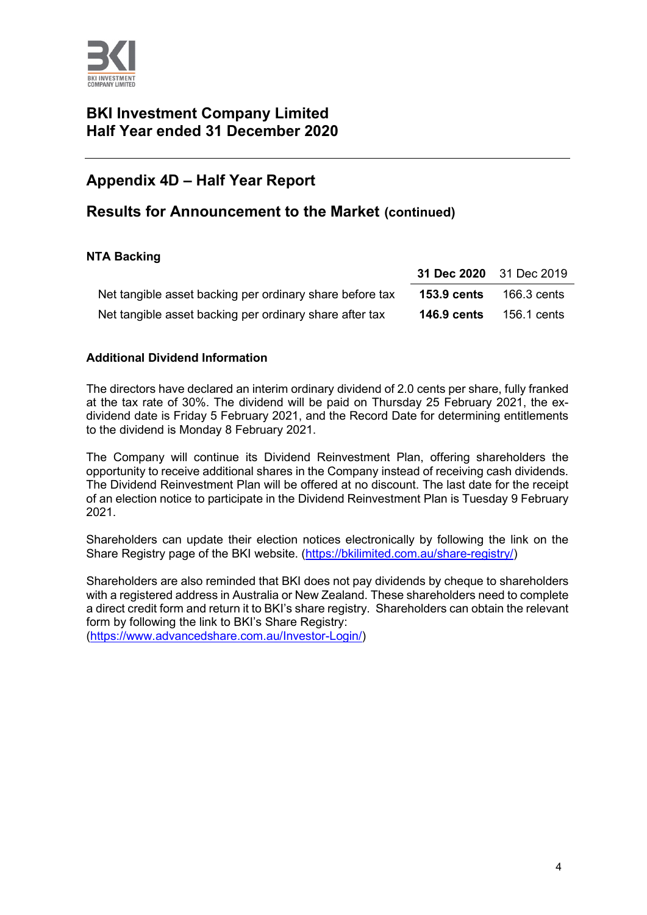# BKI Investment Company Limited
# Half Year ended 31 December 2020

## Appendix 4D – Half Year Report

## Results for Announcement to the Market (continued)

**NTA Backing**

| | **31 Dec 2020** | 31 Dec 2019 |
|---|---|---|
| Net tangible asset backing per ordinary share before tax | **153.9 cents** | 166.3 cents |
| Net tangible asset backing per ordinary share after tax | **146.9 cents** | 156.1 cents |

**Additional Dividend Information**

The directors have declared an interim ordinary dividend of 2.0 cents per share, fully franked at the tax rate of 30%. The dividend will be paid on Thursday 25 February 2021, the ex-dividend date is Friday 5 February 2021, and the Record Date for determining entitlements to the dividend is Monday 8 February 2021.

The Company will continue its Dividend Reinvestment Plan, offering shareholders the opportunity to receive additional shares in the Company instead of receiving cash dividends. The Dividend Reinvestment Plan will be offered at no discount. The last date for the receipt of an election notice to participate in the Dividend Reinvestment Plan is Tuesday 9 February 2021.

Shareholders can update their election notices electronically by following the link on the Share Registry page of the BKI website. ([https://bkilimited.com.au/share-registry/](https://bkilimited.com.au/share-registry/))

Shareholders are also reminded that BKI does not pay dividends by cheque to shareholders with a registered address in Australia or New Zealand. These shareholders need to complete a direct credit form and return it to BKI's share registry. Shareholders can obtain the relevant form by following the link to BKI's Share Registry:
([https://www.advancedshare.com.au/Investor-Login/](https://www.advancedshare.com.au/Investor-Login/))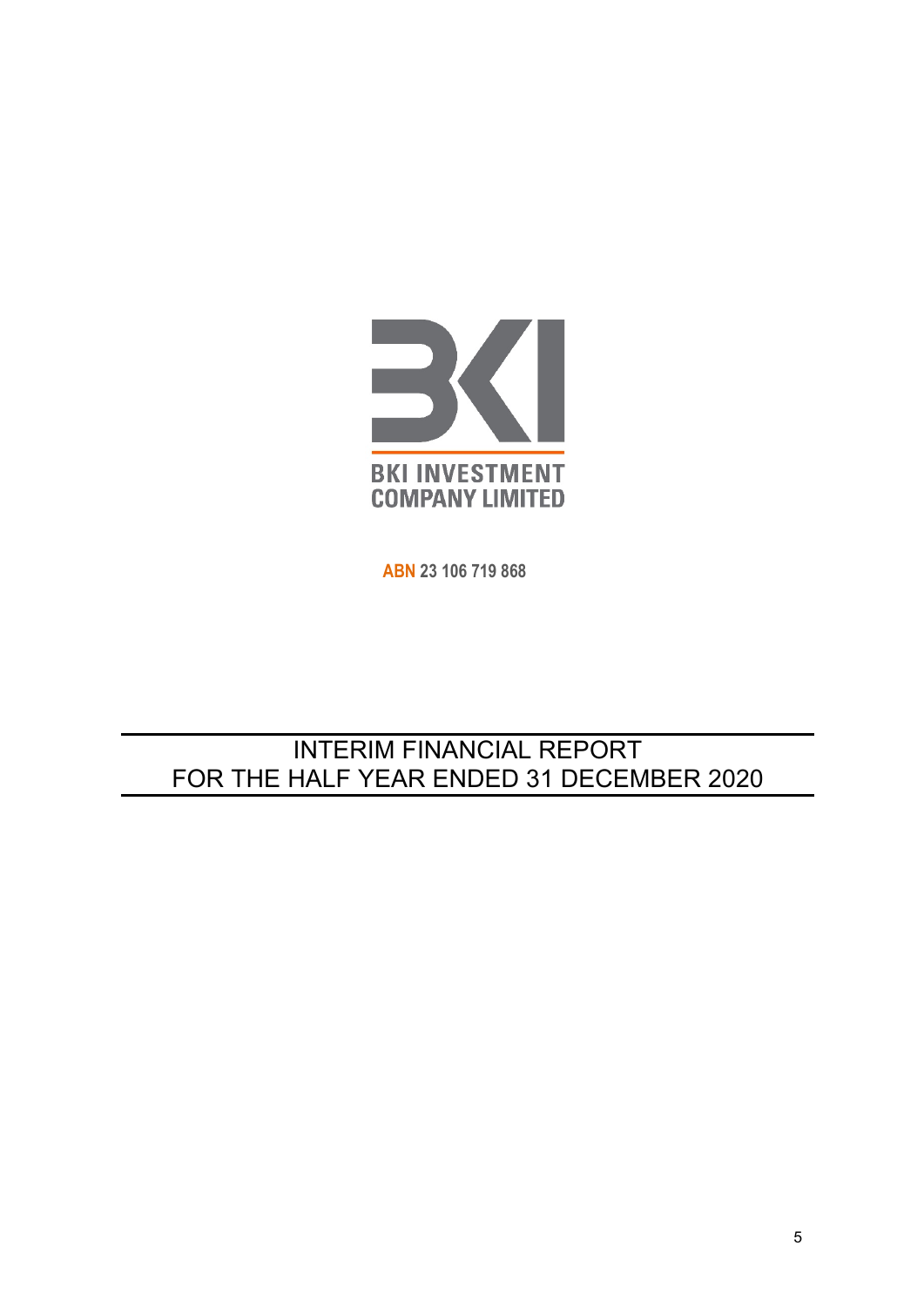BKI INVESTMENT COMPANY LIMITED

ABN 23 106 719 868

# INTERIM FINANCIAL REPORT FOR THE HALF YEAR ENDED 31 DECEMBER 2020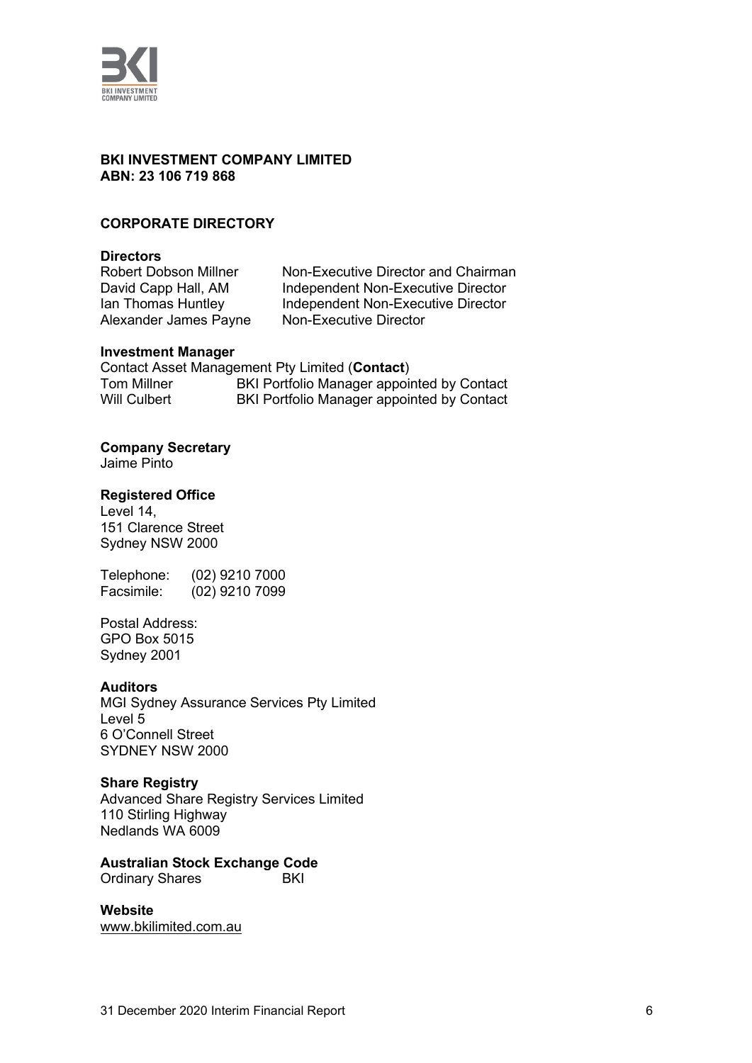**BKI INVESTMENT COMPANY LIMITED**
**ABN: 23 106 719 868**

## CORPORATE DIRECTORY

### Directors

| | |
|---|---|
| Robert Dobson Millner | Non-Executive Director and Chairman |
| David Capp Hall, AM | Independent Non-Executive Director |
| Ian Thomas Huntley | Independent Non-Executive Director |
| Alexander James Payne | Non-Executive Director |

### Investment Manager

Contact Asset Management Pty Limited (**Contact**)

| | |
|---|---|
| Tom Millner | BKI Portfolio Manager appointed by Contact |
| Will Culbert | BKI Portfolio Manager appointed by Contact |

### Company Secretary

Jaime Pinto

### Registered Office

Level 14,
151 Clarence Street
Sydney NSW 2000

Telephone: (02) 9210 7000
Facsimile: (02) 9210 7099

Postal Address:
GPO Box 5015
Sydney 2001

### Auditors

MGI Sydney Assurance Services Pty Limited
Level 5
6 O'Connell Street
SYDNEY NSW 2000

### Share Registry

Advanced Share Registry Services Limited
110 Stirling Highway
Nedlands WA 6009

### Australian Stock Exchange Code

Ordinary Shares BKI

### Website

www.bkilimited.com.au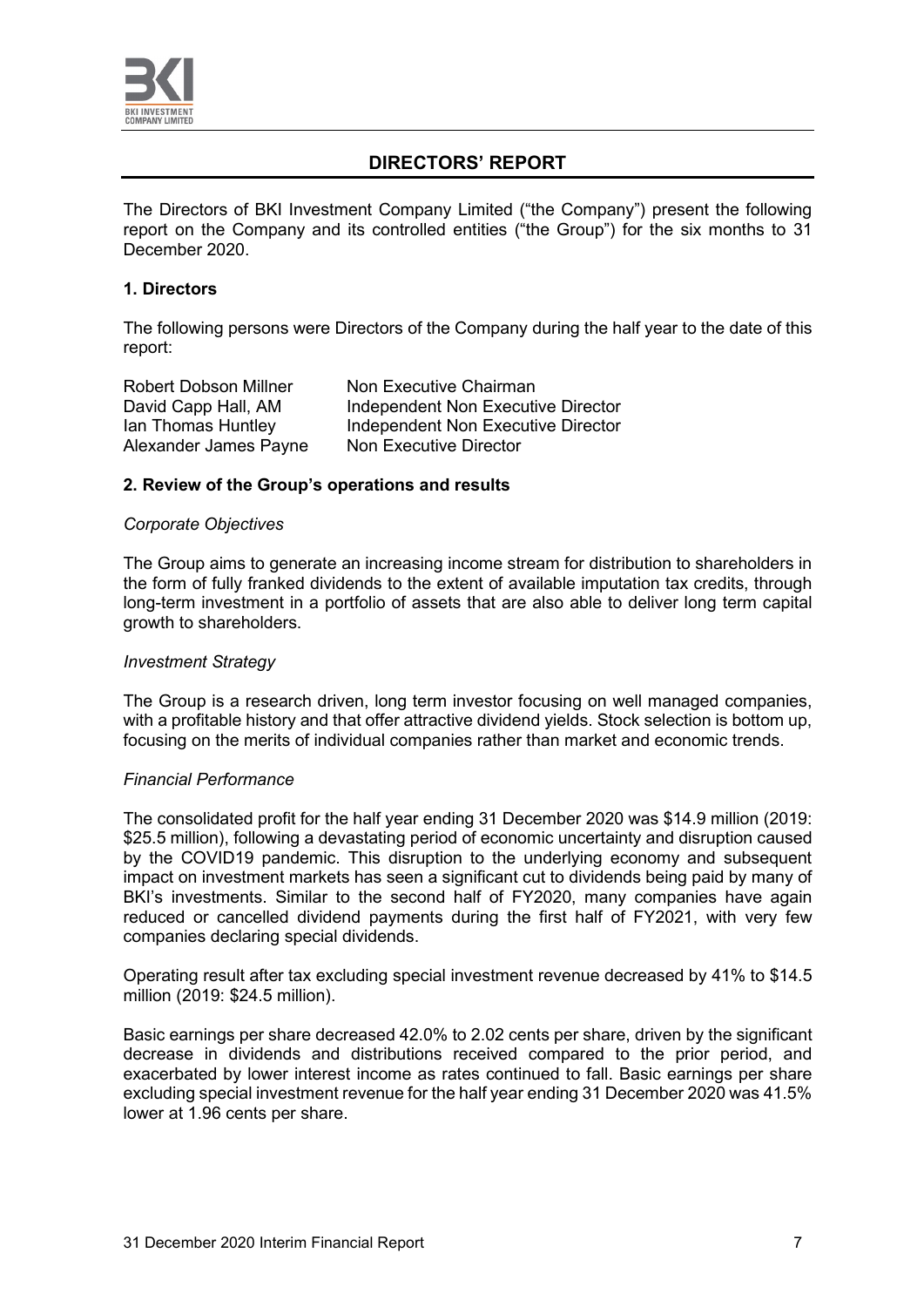# DIRECTORS' REPORT

The Directors of BKI Investment Company Limited ("the Company") present the following report on the Company and its controlled entities ("the Group") for the six months to 31 December 2020.

## 1. Directors

The following persons were Directors of the Company during the half year to the date of this report:

| | |
|---|---|
| Robert Dobson Millner | Non Executive Chairman |
| David Capp Hall, AM | Independent Non Executive Director |
| Ian Thomas Huntley | Independent Non Executive Director |
| Alexander James Payne | Non Executive Director |

## 2. Review of the Group's operations and results

*Corporate Objectives*

The Group aims to generate an increasing income stream for distribution to shareholders in the form of fully franked dividends to the extent of available imputation tax credits, through long-term investment in a portfolio of assets that are also able to deliver long term capital growth to shareholders.

*Investment Strategy*

The Group is a research driven, long term investor focusing on well managed companies, with a profitable history and that offer attractive dividend yields. Stock selection is bottom up, focusing on the merits of individual companies rather than market and economic trends.

*Financial Performance*

The consolidated profit for the half year ending 31 December 2020 was $14.9 million (2019: $25.5 million), following a devastating period of economic uncertainty and disruption caused by the COVID19 pandemic. This disruption to the underlying economy and subsequent impact on investment markets has seen a significant cut to dividends being paid by many of BKI's investments. Similar to the second half of FY2020, many companies have again reduced or cancelled dividend payments during the first half of FY2021, with very few companies declaring special dividends.

Operating result after tax excluding special investment revenue decreased by 41% to $14.5 million (2019: $24.5 million).

Basic earnings per share decreased 42.0% to 2.02 cents per share, driven by the significant decrease in dividends and distributions received compared to the prior period, and exacerbated by lower interest income as rates continued to fall. Basic earnings per share excluding special investment revenue for the half year ending 31 December 2020 was 41.5% lower at 1.96 cents per share.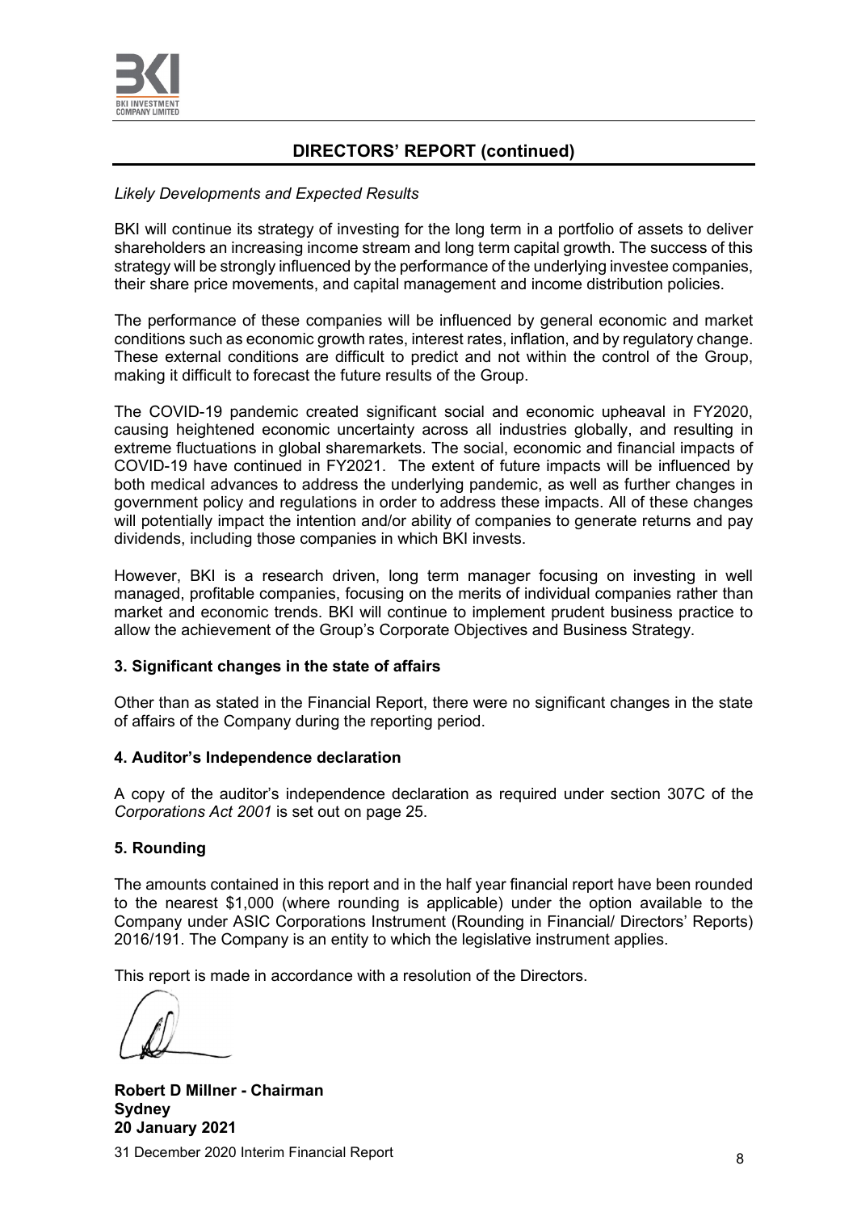## DIRECTORS' REPORT (continued)

*Likely Developments and Expected Results*

BKI will continue its strategy of investing for the long term in a portfolio of assets to deliver shareholders an increasing income stream and long term capital growth. The success of this strategy will be strongly influenced by the performance of the underlying investee companies, their share price movements, and capital management and income distribution policies.

The performance of these companies will be influenced by general economic and market conditions such as economic growth rates, interest rates, inflation, and by regulatory change. These external conditions are difficult to predict and not within the control of the Group, making it difficult to forecast the future results of the Group.

The COVID-19 pandemic created significant social and economic upheaval in FY2020, causing heightened economic uncertainty across all industries globally, and resulting in extreme fluctuations in global sharemarkets. The social, economic and financial impacts of COVID-19 have continued in FY2021. The extent of future impacts will be influenced by both medical advances to address the underlying pandemic, as well as further changes in government policy and regulations in order to address these impacts. All of these changes will potentially impact the intention and/or ability of companies to generate returns and pay dividends, including those companies in which BKI invests.

However, BKI is a research driven, long term manager focusing on investing in well managed, profitable companies, focusing on the merits of individual companies rather than market and economic trends. BKI will continue to implement prudent business practice to allow the achievement of the Group's Corporate Objectives and Business Strategy.

### 3. Significant changes in the state of affairs

Other than as stated in the Financial Report, there were no significant changes in the state of affairs of the Company during the reporting period.

### 4. Auditor's Independence declaration

A copy of the auditor's independence declaration as required under section 307C of the *Corporations Act 2001* is set out on page 25.

### 5. Rounding

The amounts contained in this report and in the half year financial report have been rounded to the nearest $1,000 (where rounding is applicable) under the option available to the Company under ASIC Corporations Instrument (Rounding in Financial/ Directors' Reports) 2016/191. The Company is an entity to which the legislative instrument applies.

This report is made in accordance with a resolution of the Directors.

**Robert D Millner - Chairman**
**Sydney**
**20 January 2021**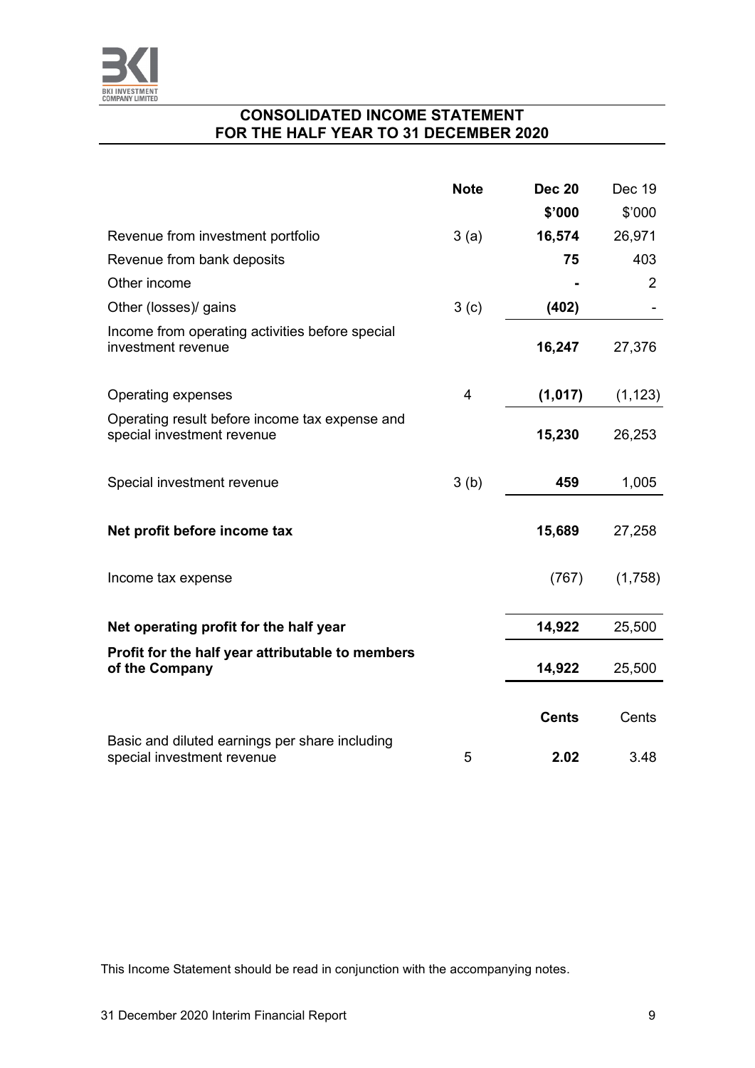## CONSOLIDATED INCOME STATEMENT
## FOR THE HALF YEAR TO 31 DECEMBER 2020

| | Note | Dec 20 | Dec 19 |
|---|---|---|---|
| | | **$'000** | $'000 |
| Revenue from investment portfolio | 3 (a) | **16,574** | 26,971 |
| Revenue from bank deposits | | **75** | 403 |
| Other income | | **-** | 2 |
| Other (losses)/ gains | 3 (c) | **(402)** | - |
| Income from operating activities before special investment revenue | | **16,247** | 27,376 |
| Operating expenses | 4 | **(1,017)** | (1,123) |
| Operating result before income tax expense and special investment revenue | | **15,230** | 26,253 |
| Special investment revenue | 3 (b) | **459** | 1,005 |
| **Net profit before income tax** | | **15,689** | 27,258 |
| Income tax expense | | (767) | (1,758) |
| **Net operating profit for the half year** | | **14,922** | 25,500 |
| **Profit for the half year attributable to members of the Company** | | **14,922** | 25,500 |
| | | **Cents** | Cents |
| Basic and diluted earnings per share including special investment revenue | 5 | **2.02** | 3.48 |

This Income Statement should be read in conjunction with the accompanying notes.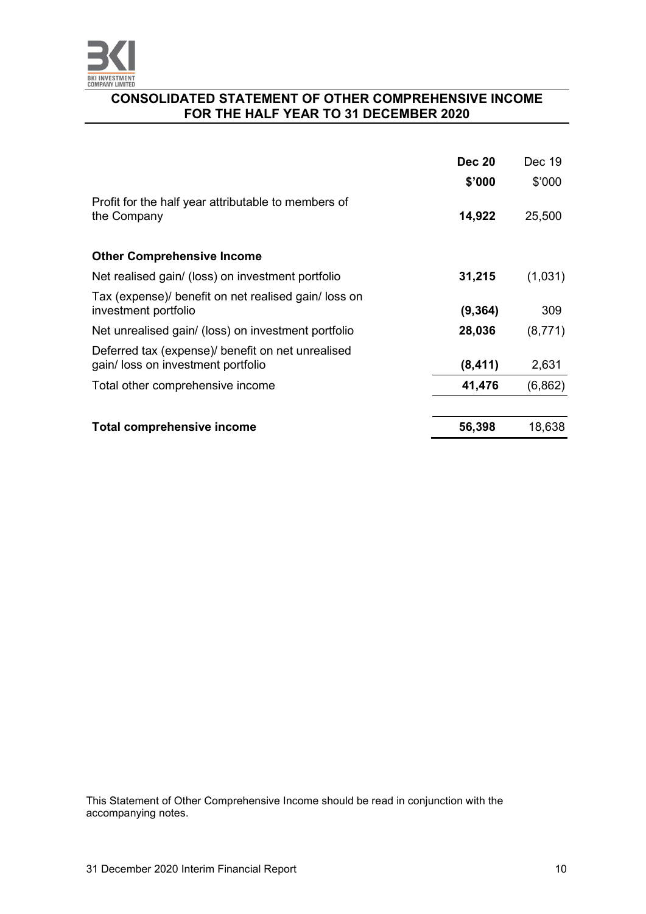## CONSOLIDATED STATEMENT OF OTHER COMPREHENSIVE INCOME FOR THE HALF YEAR TO 31 DECEMBER 2020

| | **Dec 20** | Dec 19 |
|---|---|---|
| | **$'000** | $'000 |
| Profit for the half year attributable to members of the Company | **14,922** | 25,500 |
| **Other Comprehensive Income** | | |
| Net realised gain/ (loss) on investment portfolio | **31,215** | (1,031) |
| Tax (expense)/ benefit on net realised gain/ loss on investment portfolio | **(9,364)** | 309 |
| Net unrealised gain/ (loss) on investment portfolio | **28,036** | (8,771) |
| Deferred tax (expense)/ benefit on net unrealised gain/ loss on investment portfolio | **(8,411)** | 2,631 |
| Total other comprehensive income | **41,476** | (6,862) |
| **Total comprehensive income** | **56,398** | 18,638 |

This Statement of Other Comprehensive Income should be read in conjunction with the accompanying notes.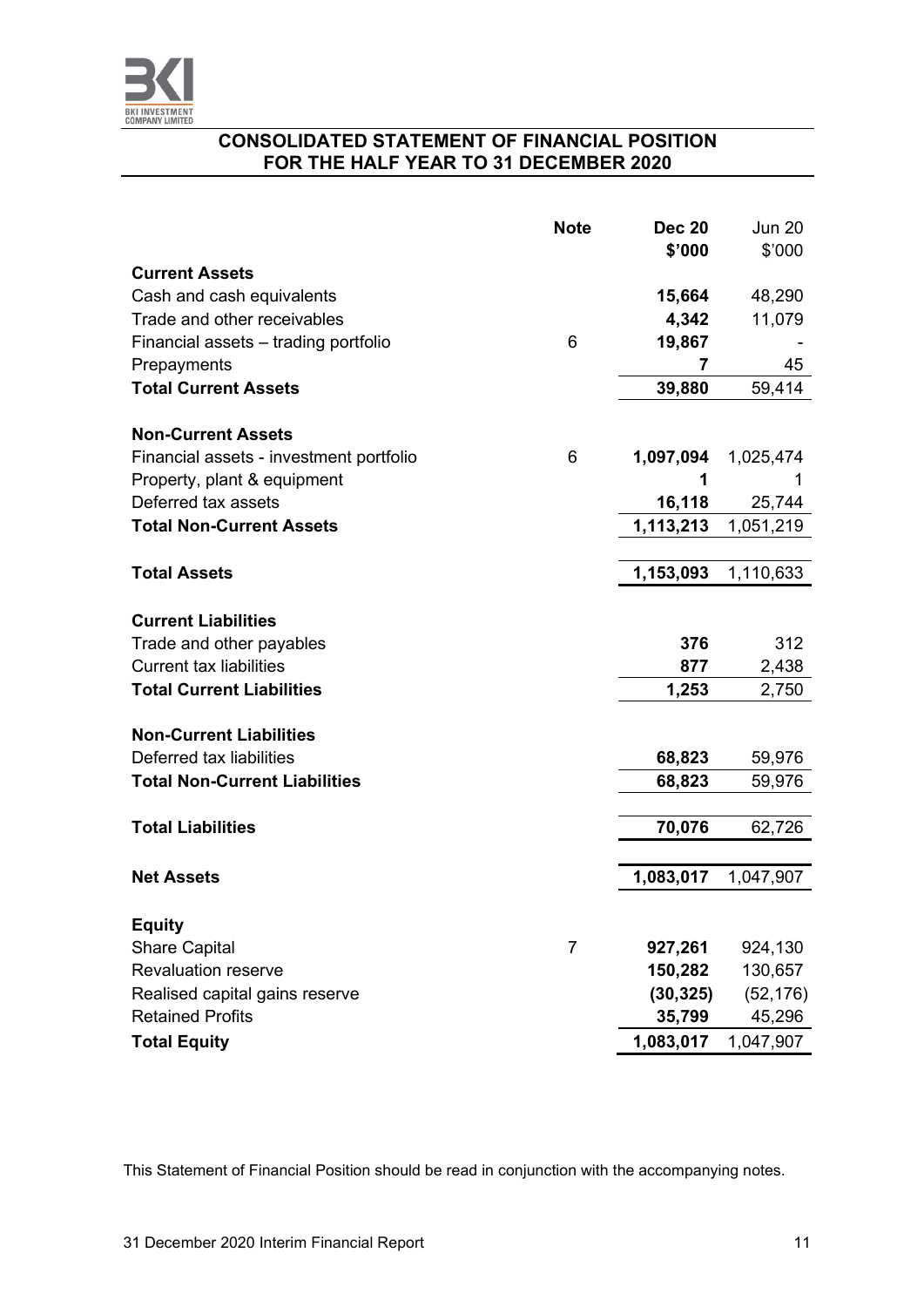## CONSOLIDATED STATEMENT OF FINANCIAL POSITION FOR THE HALF YEAR TO 31 DECEMBER 2020

| | Note | Dec 20 $'000 | Jun 20 $'000 |
|---|---|---|---|
| **Current Assets** | | | |
| Cash and cash equivalents | | **15,664** | 48,290 |
| Trade and other receivables | | **4,342** | 11,079 |
| Financial assets – trading portfolio | 6 | **19,867** | - |
| Prepayments | | **7** | 45 |
| **Total Current Assets** | | **39,880** | 59,414 |
| | | | |
| **Non-Current Assets** | | | |
| Financial assets - investment portfolio | 6 | **1,097,094** | 1,025,474 |
| Property, plant & equipment | | **1** | 1 |
| Deferred tax assets | | **16,118** | 25,744 |
| **Total Non-Current Assets** | | **1,113,213** | 1,051,219 |
| | | | |
| **Total Assets** | | **1,153,093** | 1,110,633 |
| | | | |
| **Current Liabilities** | | | |
| Trade and other payables | | **376** | 312 |
| Current tax liabilities | | **877** | 2,438 |
| **Total Current Liabilities** | | **1,253** | 2,750 |
| | | | |
| **Non-Current Liabilities** | | | |
| Deferred tax liabilities | | **68,823** | 59,976 |
| **Total Non-Current Liabilities** | | **68,823** | 59,976 |
| | | | |
| **Total Liabilities** | | **70,076** | 62,726 |
| | | | |
| **Net Assets** | | **1,083,017** | 1,047,907 |
| | | | |
| **Equity** | | | |
| Share Capital | 7 | **927,261** | 924,130 |
| Revaluation reserve | | **150,282** | 130,657 |
| Realised capital gains reserve | | **(30,325)** | (52,176) |
| Retained Profits | | **35,799** | 45,296 |
| **Total Equity** | | **1,083,017** | 1,047,907 |

This Statement of Financial Position should be read in conjunction with the accompanying notes.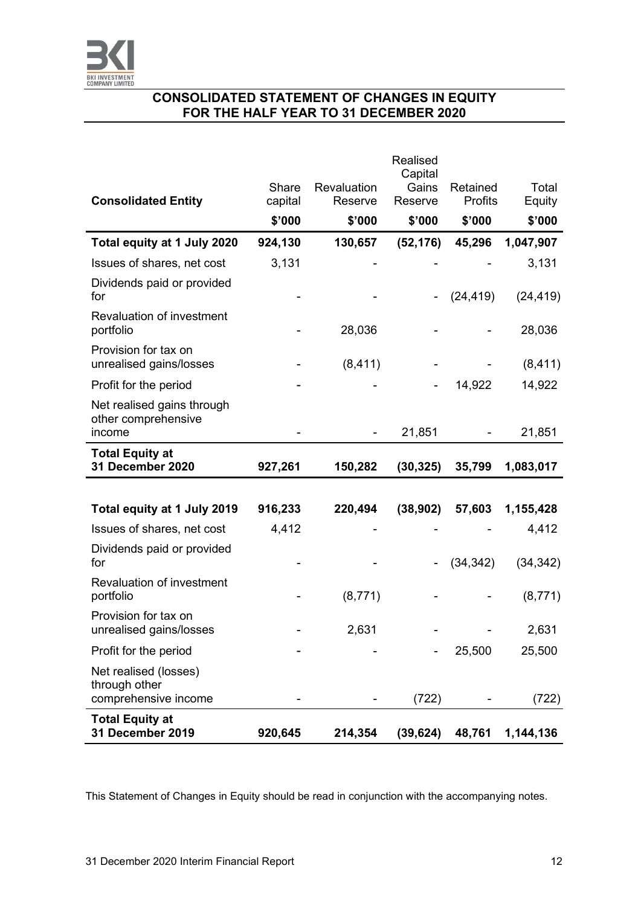## CONSOLIDATED STATEMENT OF CHANGES IN EQUITY FOR THE HALF YEAR TO 31 DECEMBER 2020

| Consolidated Entity | Share capital | Revaluation Reserve | Realised Capital Gains Reserve | Retained Profits | Total Equity |
|---|---|---|---|---|---|
| | $'000 | $'000 | $'000 | $'000 | $'000 |
| **Total equity at 1 July 2020** | **924,130** | **130,657** | **(52,176)** | **45,296** | **1,047,907** |
| Issues of shares, net cost | 3,131 | - | - | - | 3,131 |
| Dividends paid or provided for | - | - | - | (24,419) | (24,419) |
| Revaluation of investment portfolio | - | 28,036 | - | - | 28,036 |
| Provision for tax on unrealised gains/losses | - | (8,411) | - | - | (8,411) |
| Profit for the period | - | - | - | 14,922 | 14,922 |
| Net realised gains through other comprehensive income | - | - | 21,851 | - | 21,851 |
| **Total Equity at 31 December 2020** | **927,261** | **150,282** | **(30,325)** | **35,799** | **1,083,017** |
| | | | | | |
| **Total equity at 1 July 2019** | **916,233** | **220,494** | **(38,902)** | **57,603** | **1,155,428** |
| Issues of shares, net cost | 4,412 | - | - | - | 4,412 |
| Dividends paid or provided for | - | - | - | (34,342) | (34,342) |
| Revaluation of investment portfolio | - | (8,771) | - | - | (8,771) |
| Provision for tax on unrealised gains/losses | - | 2,631 | - | - | 2,631 |
| Profit for the period | - | - | - | 25,500 | 25,500 |
| Net realised (losses) through other comprehensive income | - | - | (722) | - | (722) |
| **Total Equity at 31 December 2019** | **920,645** | **214,354** | **(39,624)** | **48,761** | **1,144,136** |

This Statement of Changes in Equity should be read in conjunction with the accompanying notes.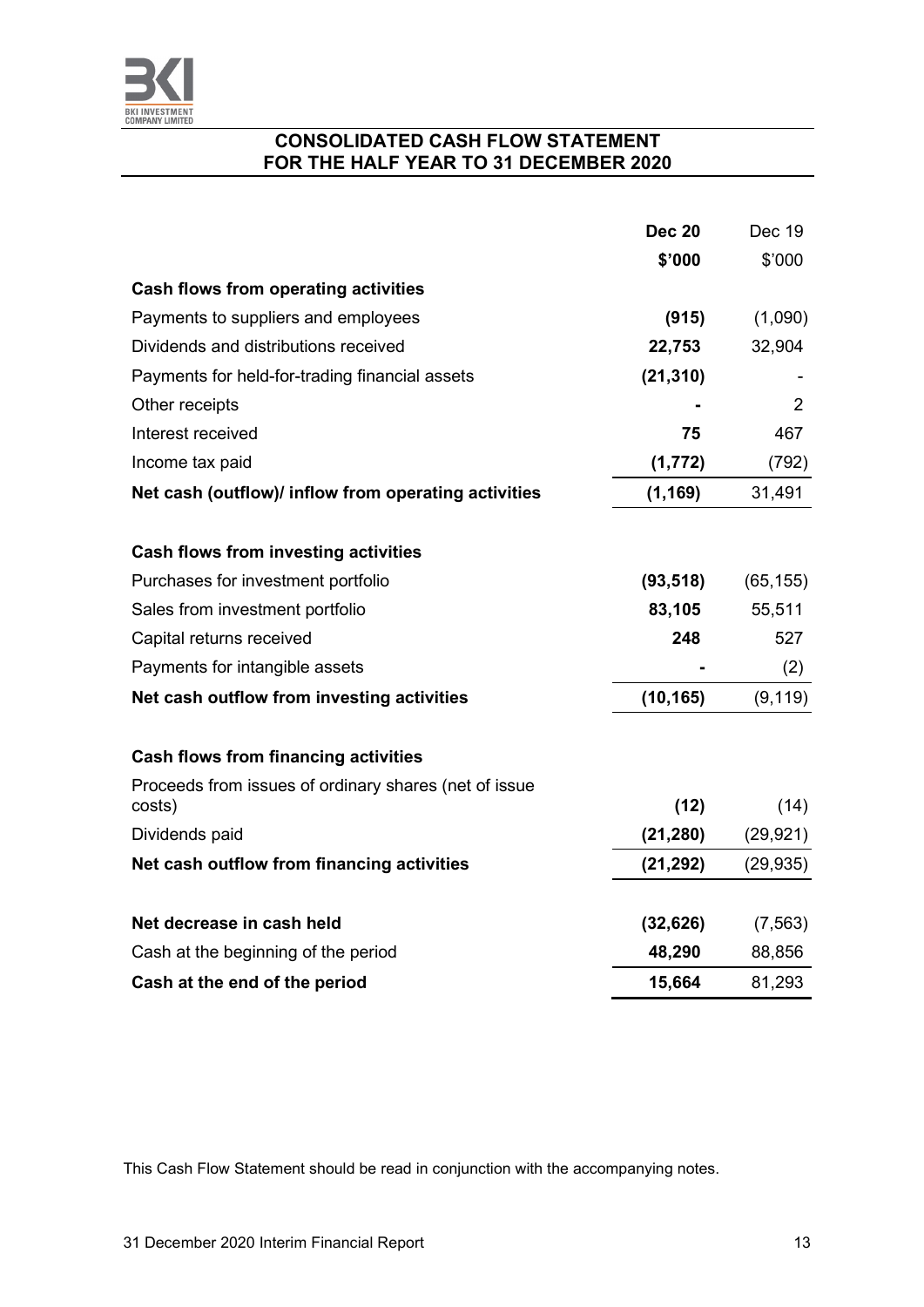# CONSOLIDATED CASH FLOW STATEMENT
# FOR THE HALF YEAR TO 31 DECEMBER 2020

| | **Dec 20** | Dec 19 |
|---|---|---|
| | **\$'000** | \$'000 |
| **Cash flows from operating activities** | | |
| Payments to suppliers and employees | **(915)** | (1,090) |
| Dividends and distributions received | **22,753** | 32,904 |
| Payments for held-for-trading financial assets | **(21,310)** | - |
| Other receipts | **-** | 2 |
| Interest received | **75** | 467 |
| Income tax paid | **(1,772)** | (792) |
| **Net cash (outflow)/ inflow from operating activities** | **(1,169)** | 31,491 |
| | | |
| **Cash flows from investing activities** | | |
| Purchases for investment portfolio | **(93,518)** | (65,155) |
| Sales from investment portfolio | **83,105** | 55,511 |
| Capital returns received | **248** | 527 |
| Payments for intangible assets | **-** | (2) |
| **Net cash outflow from investing activities** | **(10,165)** | (9,119) |
| | | |
| **Cash flows from financing activities** | | |
| Proceeds from issues of ordinary shares (net of issue costs) | **(12)** | (14) |
| Dividends paid | **(21,280)** | (29,921) |
| **Net cash outflow from financing activities** | **(21,292)** | (29,935) |
| | | |
| **Net decrease in cash held** | **(32,626)** | (7,563) |
| Cash at the beginning of the period | **48,290** | 88,856 |
| **Cash at the end of the period** | **15,664** | 81,293 |

This Cash Flow Statement should be read in conjunction with the accompanying notes.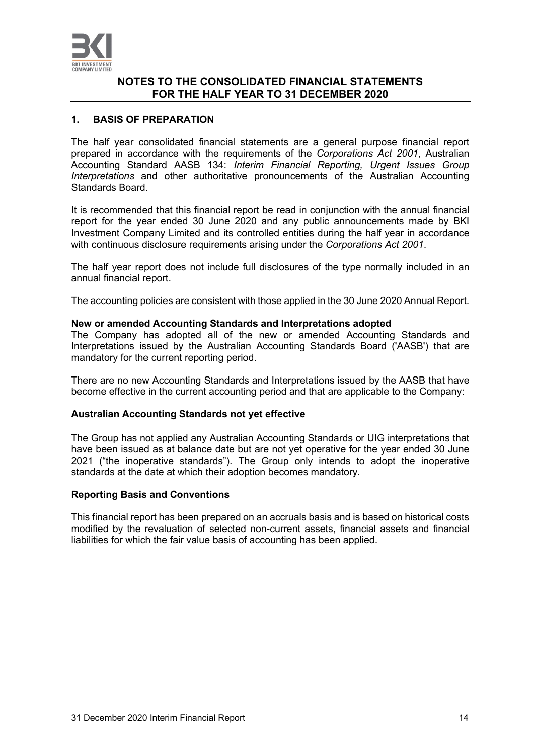# NOTES TO THE CONSOLIDATED FINANCIAL STATEMENTS FOR THE HALF YEAR TO 31 DECEMBER 2020

## 1. BASIS OF PREPARATION

The half year consolidated financial statements are a general purpose financial report prepared in accordance with the requirements of the *Corporations Act 2001*, Australian Accounting Standard AASB 134: *Interim Financial Reporting, Urgent Issues Group Interpretations* and other authoritative pronouncements of the Australian Accounting Standards Board.

It is recommended that this financial report be read in conjunction with the annual financial report for the year ended 30 June 2020 and any public announcements made by BKI Investment Company Limited and its controlled entities during the half year in accordance with continuous disclosure requirements arising under the *Corporations Act 2001*.

The half year report does not include full disclosures of the type normally included in an annual financial report.

The accounting policies are consistent with those applied in the 30 June 2020 Annual Report.

**New or amended Accounting Standards and Interpretations adopted**

The Company has adopted all of the new or amended Accounting Standards and Interpretations issued by the Australian Accounting Standards Board ('AASB') that are mandatory for the current reporting period.

There are no new Accounting Standards and Interpretations issued by the AASB that have become effective in the current accounting period and that are applicable to the Company:

**Australian Accounting Standards not yet effective**

The Group has not applied any Australian Accounting Standards or UIG interpretations that have been issued as at balance date but are not yet operative for the year ended 30 June 2021 ("the inoperative standards"). The Group only intends to adopt the inoperative standards at the date at which their adoption becomes mandatory.

**Reporting Basis and Conventions**

This financial report has been prepared on an accruals basis and is based on historical costs modified by the revaluation of selected non-current assets, financial assets and financial liabilities for which the fair value basis of accounting has been applied.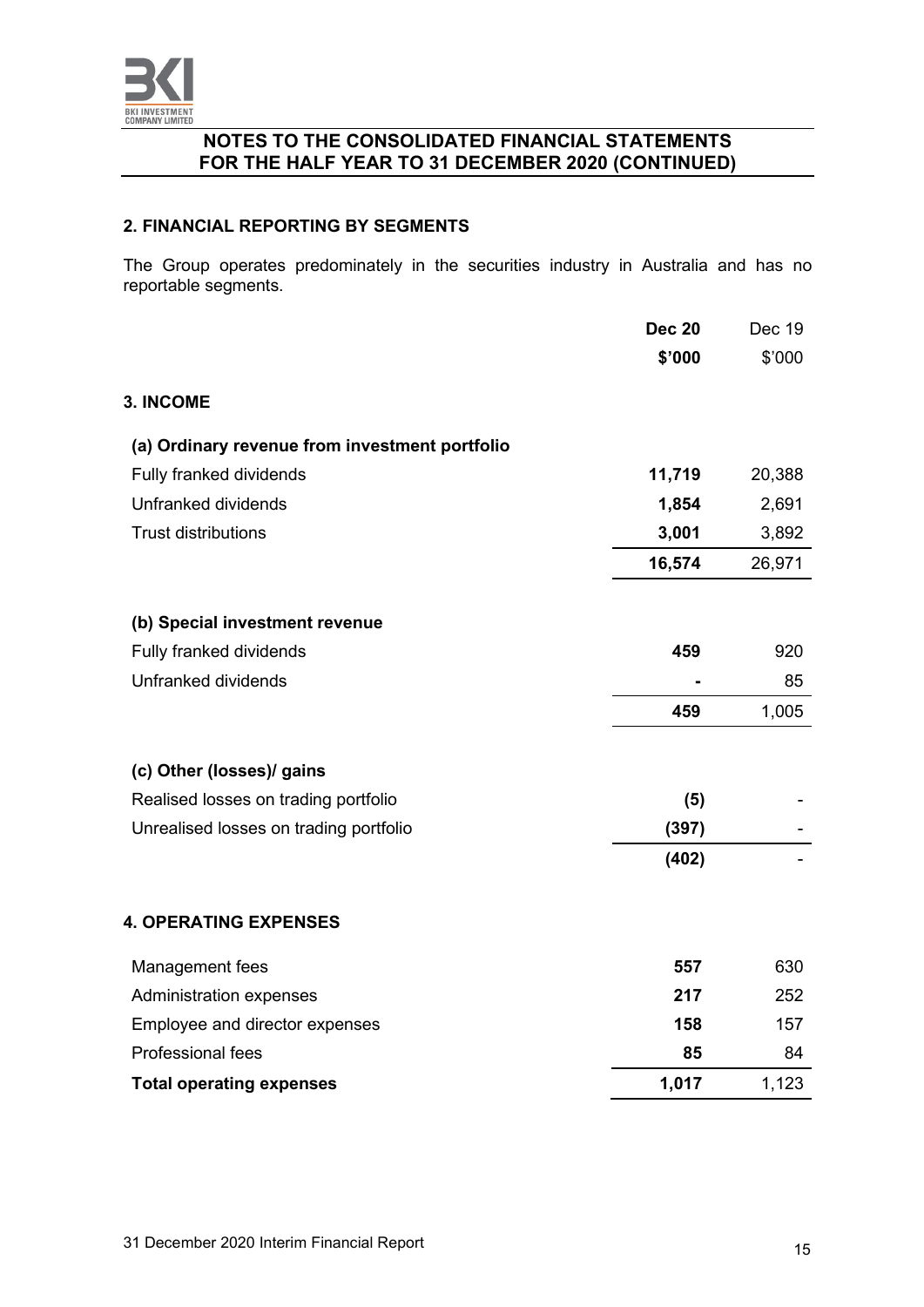## NOTES TO THE CONSOLIDATED FINANCIAL STATEMENTS FOR THE HALF YEAR TO 31 DECEMBER 2020 (CONTINUED)

### 2. FINANCIAL REPORTING BY SEGMENTS

The Group operates predominately in the securities industry in Australia and has no reportable segments.

| | **Dec 20** | Dec 19 |
|---|---|---|
| | **\$'000** | \$'000 |
| **3. INCOME** | | |
| **(a) Ordinary revenue from investment portfolio** | | |
| Fully franked dividends | **11,719** | 20,388 |
| Unfranked dividends | **1,854** | 2,691 |
| Trust distributions | **3,001** | 3,892 |
| | **16,574** | 26,971 |
| **(b) Special investment revenue** | | |
| Fully franked dividends | **459** | 920 |
| Unfranked dividends | **-** | 85 |
| | **459** | 1,005 |
| **(c) Other (losses)/ gains** | | |
| Realised losses on trading portfolio | **(5)** | - |
| Unrealised losses on trading portfolio | **(397)** | - |
| | **(402)** | - |
| **4. OPERATING EXPENSES** | | |
| Management fees | **557** | 630 |
| Administration expenses | **217** | 252 |
| Employee and director expenses | **158** | 157 |
| Professional fees | **85** | 84 |
| **Total operating expenses** | **1,017** | 1,123 |

31 December 2020 Interim Financial Report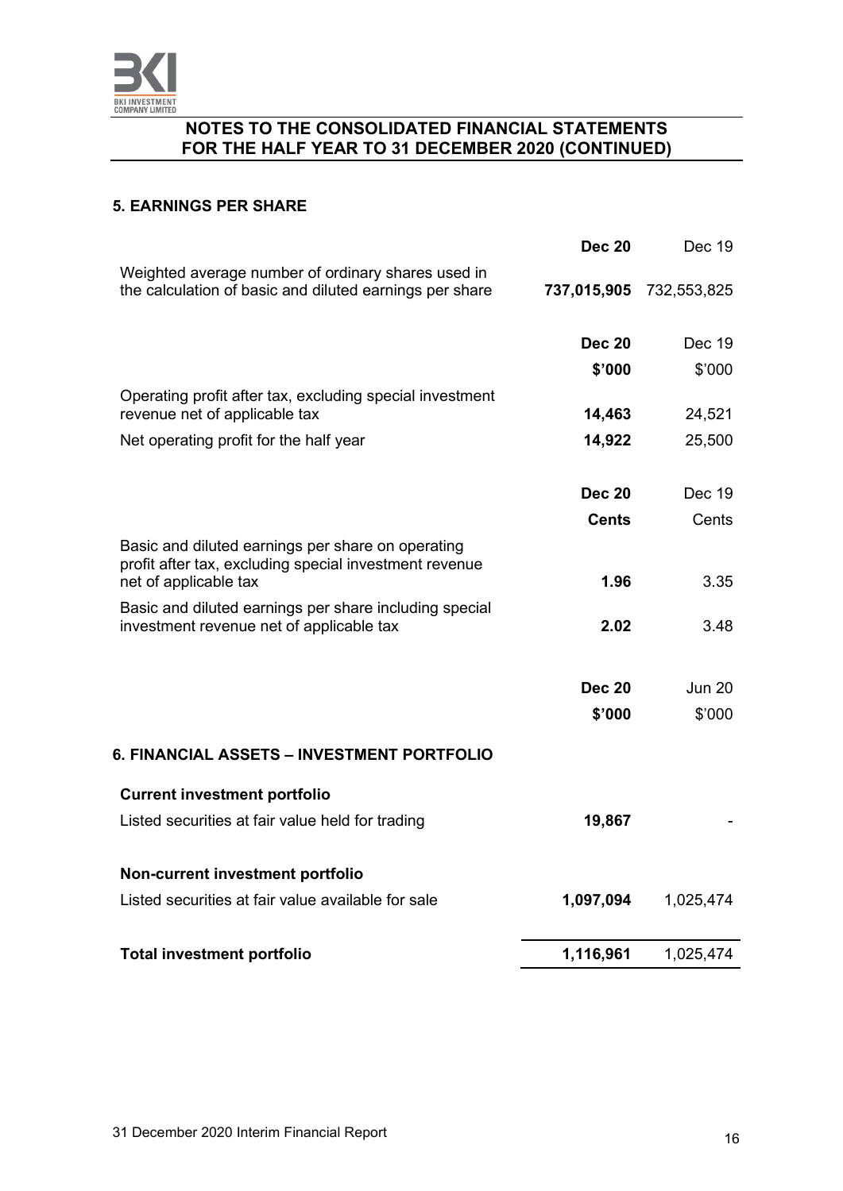## NOTES TO THE CONSOLIDATED FINANCIAL STATEMENTS FOR THE HALF YEAR TO 31 DECEMBER 2020 (CONTINUED)

### 5. EARNINGS PER SHARE

| | **Dec 20** | Dec 19 |
|---|---|---|
| Weighted average number of ordinary shares used in the calculation of basic and diluted earnings per share | **737,015,905** | 732,553,825 |

| | **Dec 20** | Dec 19 |
|---|---|---|
| | **$'000** | $'000 |
| Operating profit after tax, excluding special investment revenue net of applicable tax | **14,463** | 24,521 |
| Net operating profit for the half year | **14,922** | 25,500 |

| | **Dec 20** | Dec 19 |
|---|---|---|
| | **Cents** | Cents |
| Basic and diluted earnings per share on operating profit after tax, excluding special investment revenue net of applicable tax | **1.96** | 3.35 |
| Basic and diluted earnings per share including special investment revenue net of applicable tax | **2.02** | 3.48 |

### 6. FINANCIAL ASSETS – INVESTMENT PORTFOLIO

| | **Dec 20** | Jun 20 |
|---|---|---|
| | **$'000** | $'000 |
| **Current investment portfolio** | | |
| Listed securities at fair value held for trading | **19,867** | - |
| **Non-current investment portfolio** | | |
| Listed securities at fair value available for sale | **1,097,094** | 1,025,474 |
| **Total investment portfolio** | **1,116,961** | 1,025,474 |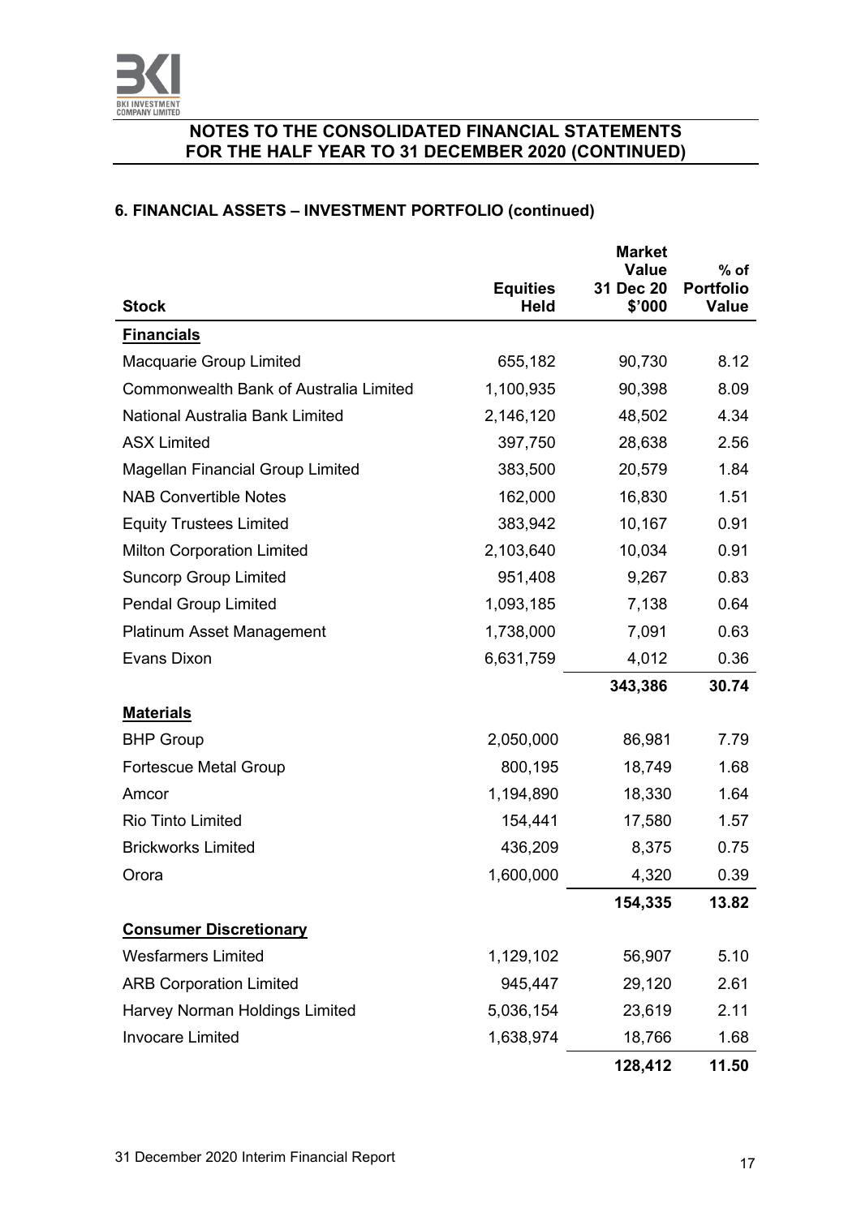## 6. FINANCIAL ASSETS – INVESTMENT PORTFOLIO (continued)

| Stock | Equities Held | Market Value 31 Dec 20 $'000 | % of Portfolio Value |
|---|---|---|---|
| **Financials** | | | |
| Macquarie Group Limited | 655,182 | 90,730 | 8.12 |
| Commonwealth Bank of Australia Limited | 1,100,935 | 90,398 | 8.09 |
| National Australia Bank Limited | 2,146,120 | 48,502 | 4.34 |
| ASX Limited | 397,750 | 28,638 | 2.56 |
| Magellan Financial Group Limited | 383,500 | 20,579 | 1.84 |
| NAB Convertible Notes | 162,000 | 16,830 | 1.51 |
| Equity Trustees Limited | 383,942 | 10,167 | 0.91 |
| Milton Corporation Limited | 2,103,640 | 10,034 | 0.91 |
| Suncorp Group Limited | 951,408 | 9,267 | 0.83 |
| Pendal Group Limited | 1,093,185 | 7,138 | 0.64 |
| Platinum Asset Management | 1,738,000 | 7,091 | 0.63 |
| Evans Dixon | 6,631,759 | 4,012 | 0.36 |
| | | **343,386** | **30.74** |
| **Materials** | | | |
| BHP Group | 2,050,000 | 86,981 | 7.79 |
| Fortescue Metal Group | 800,195 | 18,749 | 1.68 |
| Amcor | 1,194,890 | 18,330 | 1.64 |
| Rio Tinto Limited | 154,441 | 17,580 | 1.57 |
| Brickworks Limited | 436,209 | 8,375 | 0.75 |
| Orora | 1,600,000 | 4,320 | 0.39 |
| | | **154,335** | **13.82** |
| **Consumer Discretionary** | | | |
| Wesfarmers Limited | 1,129,102 | 56,907 | 5.10 |
| ARB Corporation Limited | 945,447 | 29,120 | 2.61 |
| Harvey Norman Holdings Limited | 5,036,154 | 23,619 | 2.11 |
| Invocare Limited | 1,638,974 | 18,766 | 1.68 |
| | | **128,412** | **11.50** |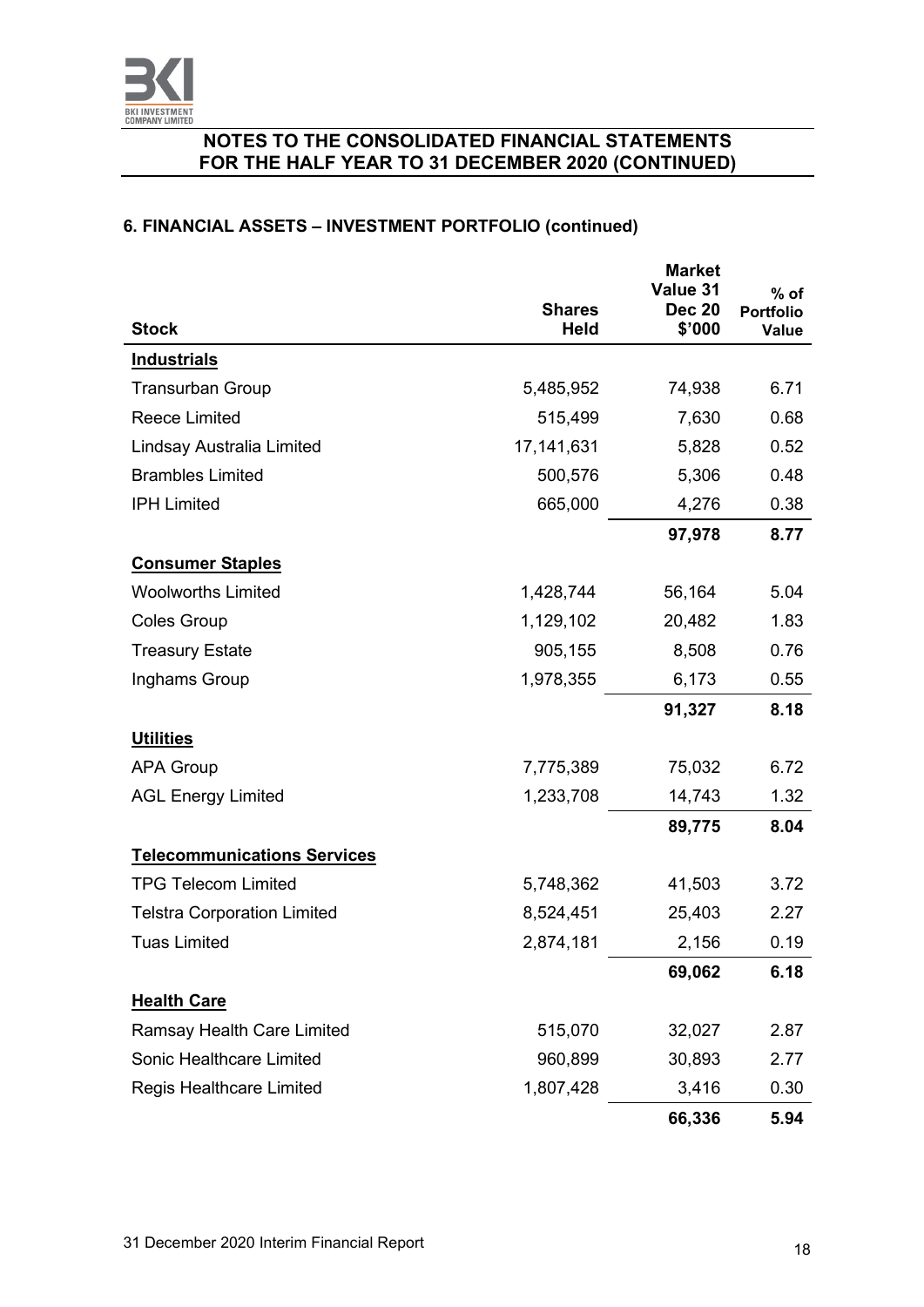## NOTES TO THE CONSOLIDATED FINANCIAL STATEMENTS FOR THE HALF YEAR TO 31 DECEMBER 2020 (CONTINUED)

### 6. FINANCIAL ASSETS – INVESTMENT PORTFOLIO (continued)

| Stock | Shares Held | Market Value 31 Dec 20 $'000 | % of Portfolio Value |
|---|---|---|---|
| **Industrials** | | | |
| Transurban Group | 5,485,952 | 74,938 | 6.71 |
| Reece Limited | 515,499 | 7,630 | 0.68 |
| Lindsay Australia Limited | 17,141,631 | 5,828 | 0.52 |
| Brambles Limited | 500,576 | 5,306 | 0.48 |
| IPH Limited | 665,000 | 4,276 | 0.38 |
| | | **97,978** | **8.77** |
| **Consumer Staples** | | | |
| Woolworths Limited | 1,428,744 | 56,164 | 5.04 |
| Coles Group | 1,129,102 | 20,482 | 1.83 |
| Treasury Estate | 905,155 | 8,508 | 0.76 |
| Inghams Group | 1,978,355 | 6,173 | 0.55 |
| | | **91,327** | **8.18** |
| **Utilities** | | | |
| APA Group | 7,775,389 | 75,032 | 6.72 |
| AGL Energy Limited | 1,233,708 | 14,743 | 1.32 |
| | | **89,775** | **8.04** |
| **Telecommunications Services** | | | |
| TPG Telecom Limited | 5,748,362 | 41,503 | 3.72 |
| Telstra Corporation Limited | 8,524,451 | 25,403 | 2.27 |
| Tuas Limited | 2,874,181 | 2,156 | 0.19 |
| | | **69,062** | **6.18** |
| **Health Care** | | | |
| Ramsay Health Care Limited | 515,070 | 32,027 | 2.87 |
| Sonic Healthcare Limited | 960,899 | 30,893 | 2.77 |
| Regis Healthcare Limited | 1,807,428 | 3,416 | 0.30 |
| | | **66,336** | **5.94** |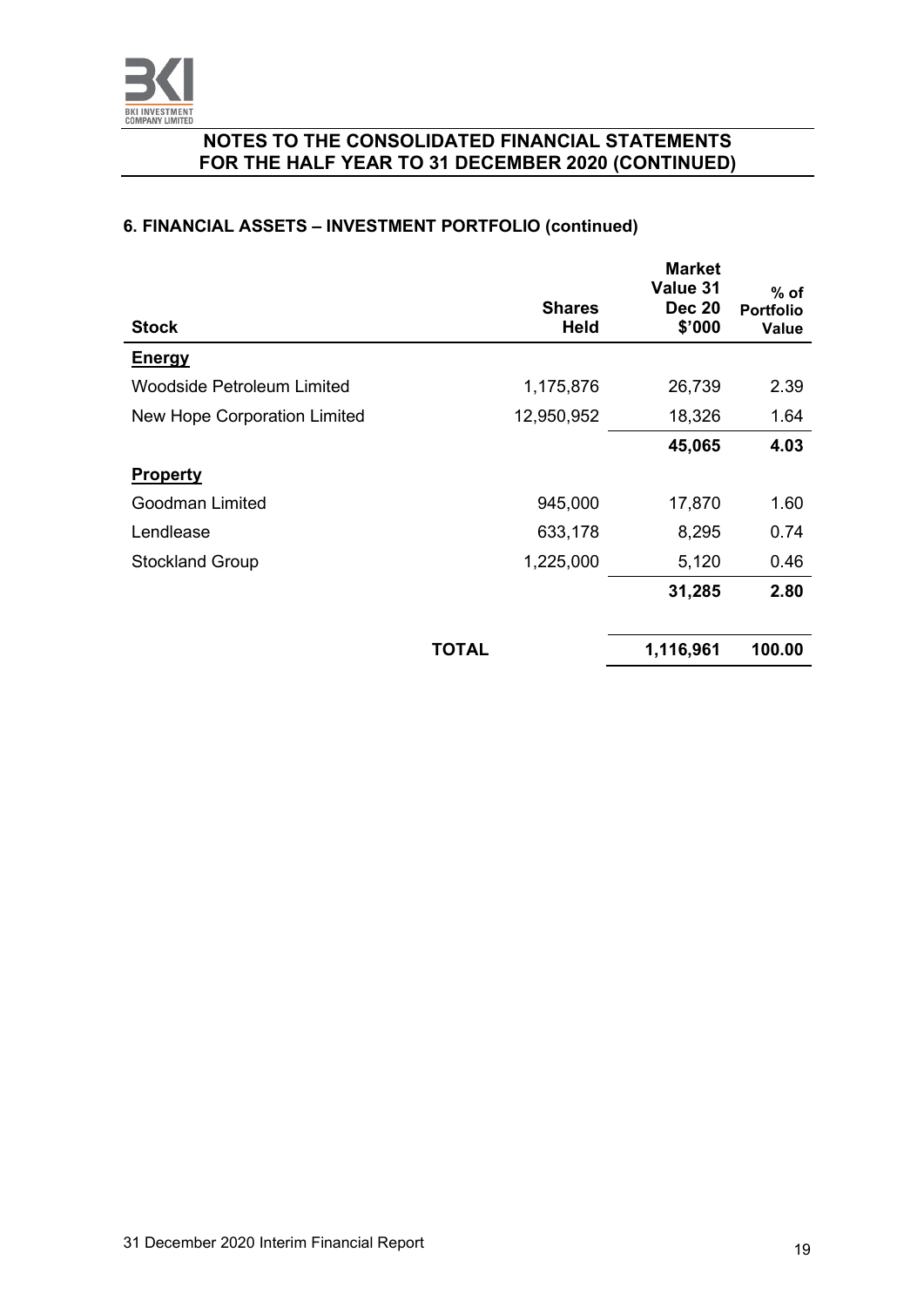## NOTES TO THE CONSOLIDATED FINANCIAL STATEMENTS FOR THE HALF YEAR TO 31 DECEMBER 2020 (CONTINUED)

### 6. FINANCIAL ASSETS – INVESTMENT PORTFOLIO (continued)

| Stock | Shares Held | Market Value 31 Dec 20 $'000 | % of Portfolio Value |
|---|---|---|---|
| **Energy** | | | |
| Woodside Petroleum Limited | 1,175,876 | 26,739 | 2.39 |
| New Hope Corporation Limited | 12,950,952 | 18,326 | 1.64 |
| | | **45,065** | **4.03** |
| **Property** | | | |
| Goodman Limited | 945,000 | 17,870 | 1.60 |
| Lendlease | 633,178 | 8,295 | 0.74 |
| Stockland Group | 1,225,000 | 5,120 | 0.46 |
| | | **31,285** | **2.80** |
| **TOTAL** | | **1,116,961** | **100.00** |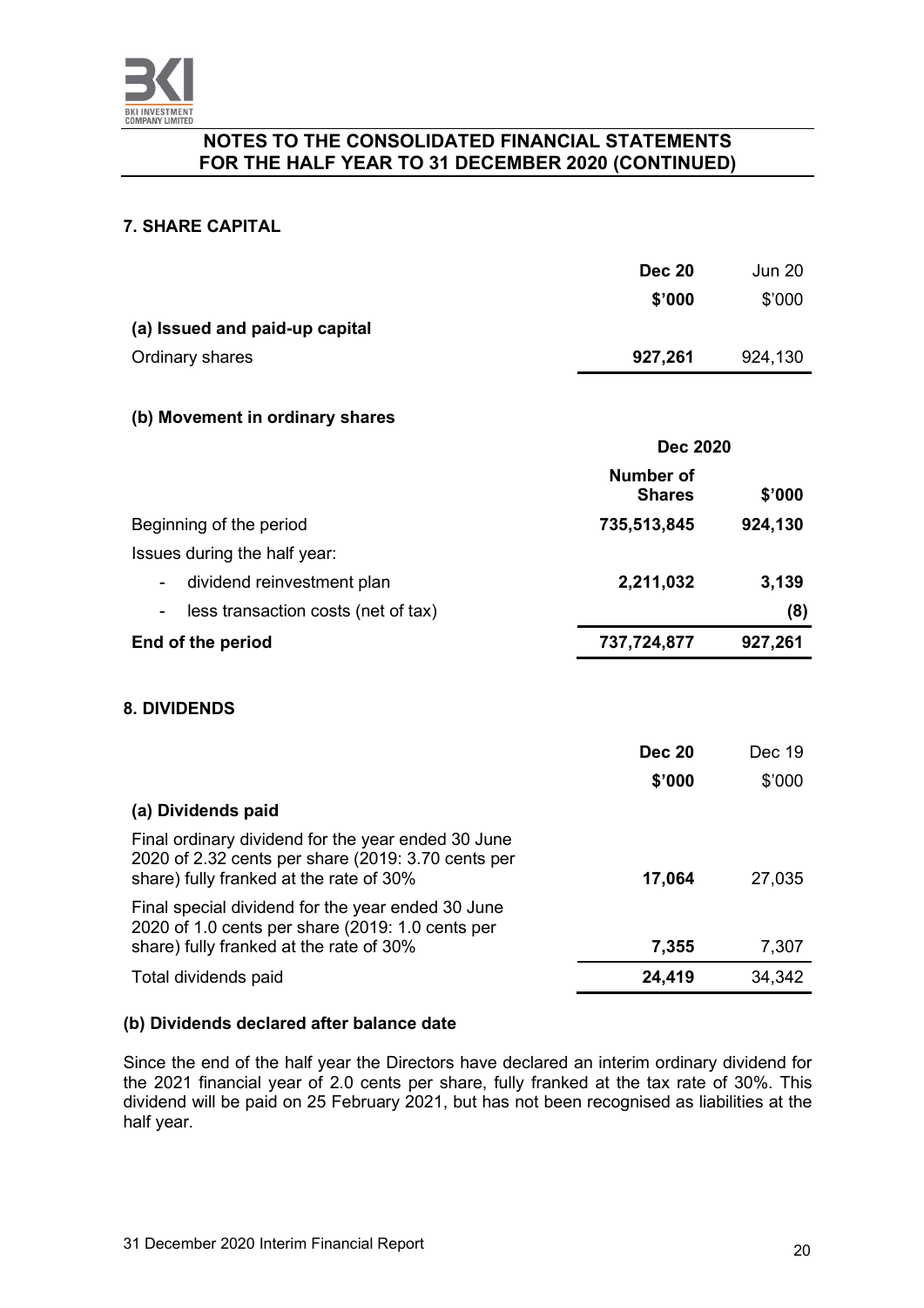## NOTES TO THE CONSOLIDATED FINANCIAL STATEMENTS FOR THE HALF YEAR TO 31 DECEMBER 2020 (CONTINUED)

### 7. SHARE CAPITAL

| | **Dec 20** | Jun 20 |
|---|---|---|
| | **$'000** | $'000 |
| **(a) Issued and paid-up capital** | | |
| Ordinary shares | **927,261** | 924,130 |

**(b) Movement in ordinary shares**

| | **Dec 2020** | |
|---|---|---|
| | **Number of Shares** | **$'000** |
| Beginning of the period | **735,513,845** | **924,130** |
| Issues during the half year: | | |
| - dividend reinvestment plan | **2,211,032** | **3,139** |
| - less transaction costs (net of tax) | | **(8)** |
| **End of the period** | **737,724,877** | **927,261** |

### 8. DIVIDENDS

| | **Dec 20** | Dec 19 |
|---|---|---|
| | **$'000** | $'000 |
| **(a) Dividends paid** | | |
| Final ordinary dividend for the year ended 30 June 2020 of 2.32 cents per share (2019: 3.70 cents per share) fully franked at the rate of 30% | **17,064** | 27,035 |
| Final special dividend for the year ended 30 June 2020 of 1.0 cents per share (2019: 1.0 cents per share) fully franked at the rate of 30% | **7,355** | 7,307 |
| Total dividends paid | **24,419** | 34,342 |

**(b) Dividends declared after balance date**

Since the end of the half year the Directors have declared an interim ordinary dividend for the 2021 financial year of 2.0 cents per share, fully franked at the tax rate of 30%. This dividend will be paid on 25 February 2021, but has not been recognised as liabilities at the half year.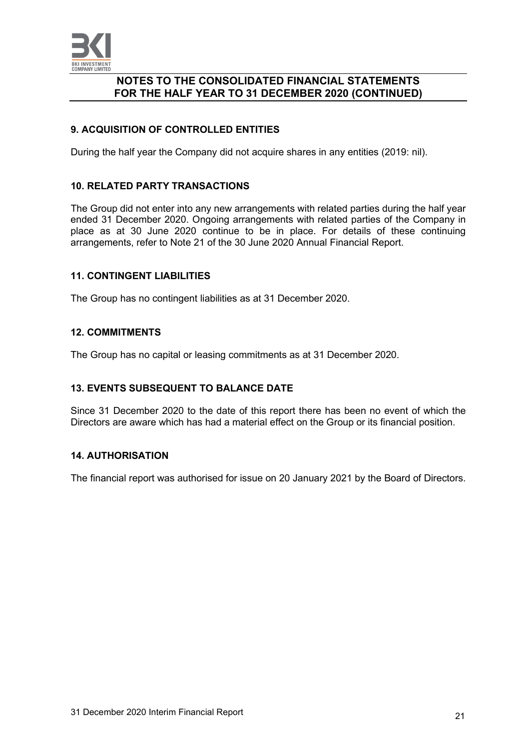## NOTES TO THE CONSOLIDATED FINANCIAL STATEMENTS FOR THE HALF YEAR TO 31 DECEMBER 2020 (CONTINUED)

### 9. ACQUISITION OF CONTROLLED ENTITIES

During the half year the Company did not acquire shares in any entities (2019: nil).

### 10. RELATED PARTY TRANSACTIONS

The Group did not enter into any new arrangements with related parties during the half year ended 31 December 2020. Ongoing arrangements with related parties of the Company in place as at 30 June 2020 continue to be in place. For details of these continuing arrangements, refer to Note 21 of the 30 June 2020 Annual Financial Report.

### 11. CONTINGENT LIABILITIES

The Group has no contingent liabilities as at 31 December 2020.

### 12. COMMITMENTS

The Group has no capital or leasing commitments as at 31 December 2020.

### 13. EVENTS SUBSEQUENT TO BALANCE DATE

Since 31 December 2020 to the date of this report there has been no event of which the Directors are aware which has had a material effect on the Group or its financial position.

### 14. AUTHORISATION

The financial report was authorised for issue on 20 January 2021 by the Board of Directors.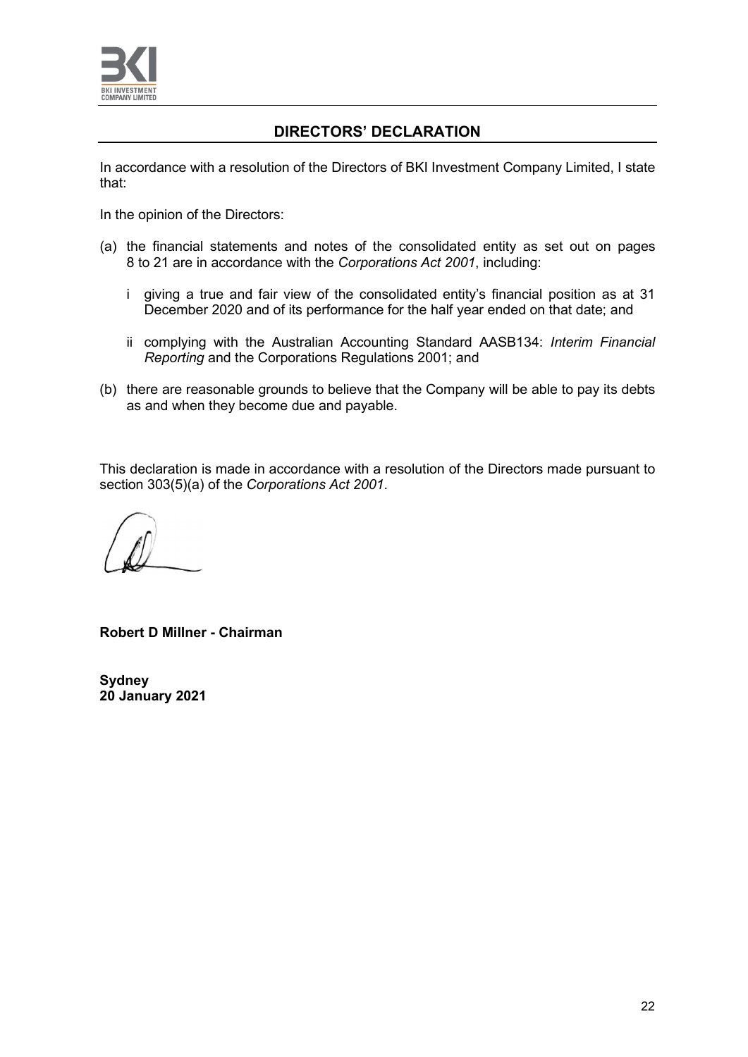## DIRECTORS' DECLARATION

In accordance with a resolution of the Directors of BKI Investment Company Limited, I state that:

In the opinion of the Directors:

(a) the financial statements and notes of the consolidated entity as set out on pages 8 to 21 are in accordance with the *Corporations Act 2001*, including:

   i giving a true and fair view of the consolidated entity's financial position as at 31 December 2020 and of its performance for the half year ended on that date; and

   ii complying with the Australian Accounting Standard AASB134: *Interim Financial Reporting* and the Corporations Regulations 2001; and

(b) there are reasonable grounds to believe that the Company will be able to pay its debts as and when they become due and payable.

This declaration is made in accordance with a resolution of the Directors made pursuant to section 303(5)(a) of the *Corporations Act 2001*.

**Robert D Millner - Chairman**

**Sydney**
**20 January 2021**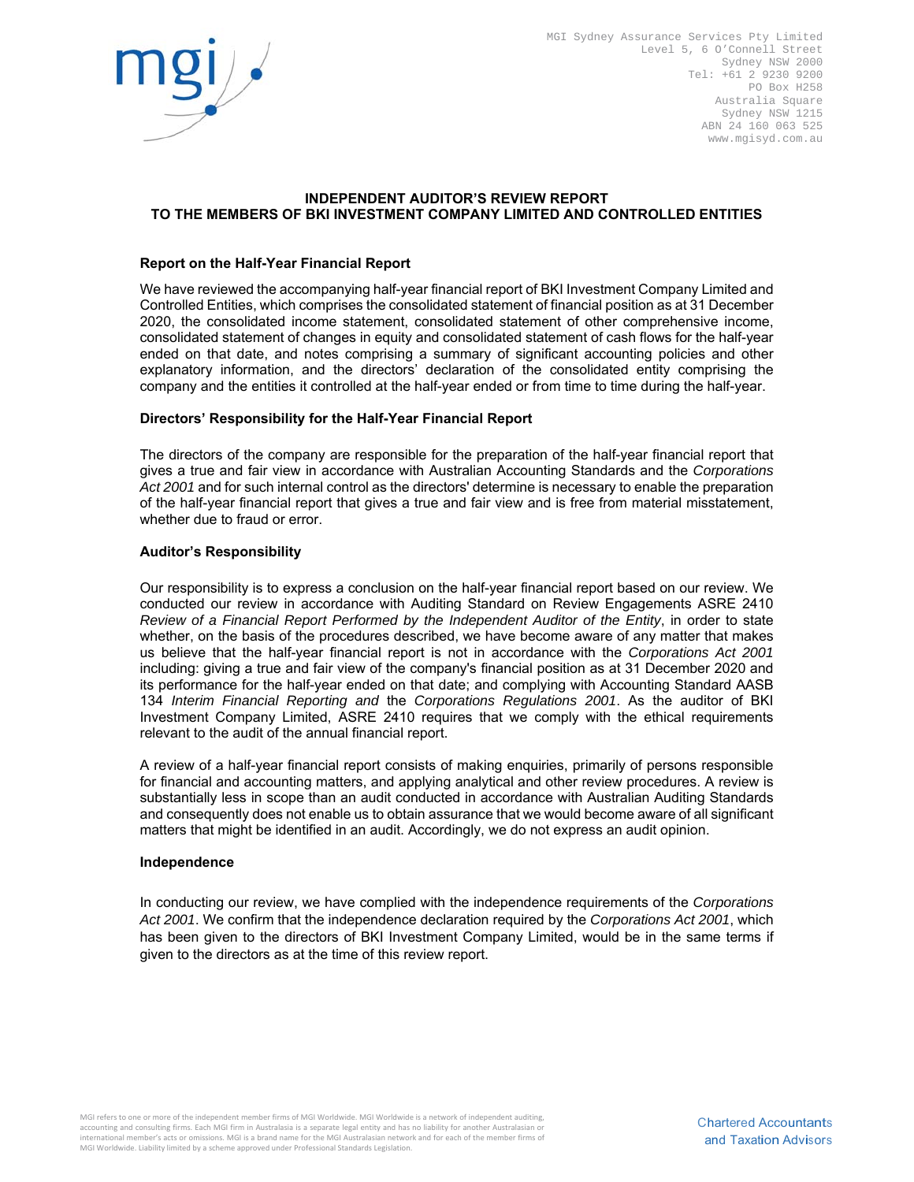MGI Sydney Assurance Services Pty Limited
Level 5, 6 O'Connell Street
Sydney NSW 2000
Tel: +61 2 9230 9200
PO Box H258
Australia Square
Sydney NSW 1215
ABN 24 160 063 525
www.mgisyd.com.au

## INDEPENDENT AUDITOR'S REVIEW REPORT TO THE MEMBERS OF BKI INVESTMENT COMPANY LIMITED AND CONTROLLED ENTITIES

### Report on the Half-Year Financial Report

We have reviewed the accompanying half-year financial report of BKI Investment Company Limited and Controlled Entities, which comprises the consolidated statement of financial position as at 31 December 2020, the consolidated income statement, consolidated statement of other comprehensive income, consolidated statement of changes in equity and consolidated statement of cash flows for the half-year ended on that date, and notes comprising a summary of significant accounting policies and other explanatory information, and the directors' declaration of the consolidated entity comprising the company and the entities it controlled at the half-year ended or from time to time during the half-year.

### Directors' Responsibility for the Half-Year Financial Report

The directors of the company are responsible for the preparation of the half-year financial report that gives a true and fair view in accordance with Australian Accounting Standards and the *Corporations Act 2001* and for such internal control as the directors' determine is necessary to enable the preparation of the half-year financial report that gives a true and fair view and is free from material misstatement, whether due to fraud or error.

### Auditor's Responsibility

Our responsibility is to express a conclusion on the half-year financial report based on our review. We conducted our review in accordance with Auditing Standard on Review Engagements ASRE 2410 *Review of a Financial Report Performed by the Independent Auditor of the Entity*, in order to state whether, on the basis of the procedures described, we have become aware of any matter that makes us believe that the half-year financial report is not in accordance with the *Corporations Act 2001* including: giving a true and fair view of the company's financial position as at 31 December 2020 and its performance for the half-year ended on that date; and complying with Accounting Standard AASB 134 *Interim Financial Reporting and* the *Corporations Regulations 2001*. As the auditor of BKI Investment Company Limited, ASRE 2410 requires that we comply with the ethical requirements relevant to the audit of the annual financial report.

A review of a half-year financial report consists of making enquiries, primarily of persons responsible for financial and accounting matters, and applying analytical and other review procedures. A review is substantially less in scope than an audit conducted in accordance with Australian Auditing Standards and consequently does not enable us to obtain assurance that we would become aware of all significant matters that might be identified in an audit. Accordingly, we do not express an audit opinion.

### Independence

In conducting our review, we have complied with the independence requirements of the *Corporations Act 2001*. We confirm that the independence declaration required by the *Corporations Act 2001*, which has been given to the directors of BKI Investment Company Limited, would be in the same terms if given to the directors as at the time of this review report.

MGI refers to one or more of the independent member firms of MGI Worldwide. MGI Worldwide is a network of independent auditing, accounting and consulting firms. Each MGI firm in Australasia is a separate legal entity and has no liability for another Australasian or international member's acts or omissions. MGI is a brand name for the MGI Australasian network and for each of the member firms of MGI Worldwide. Liability limited by a scheme approved under Professional Standards Legislation.

Chartered Accountants and Taxation Advisors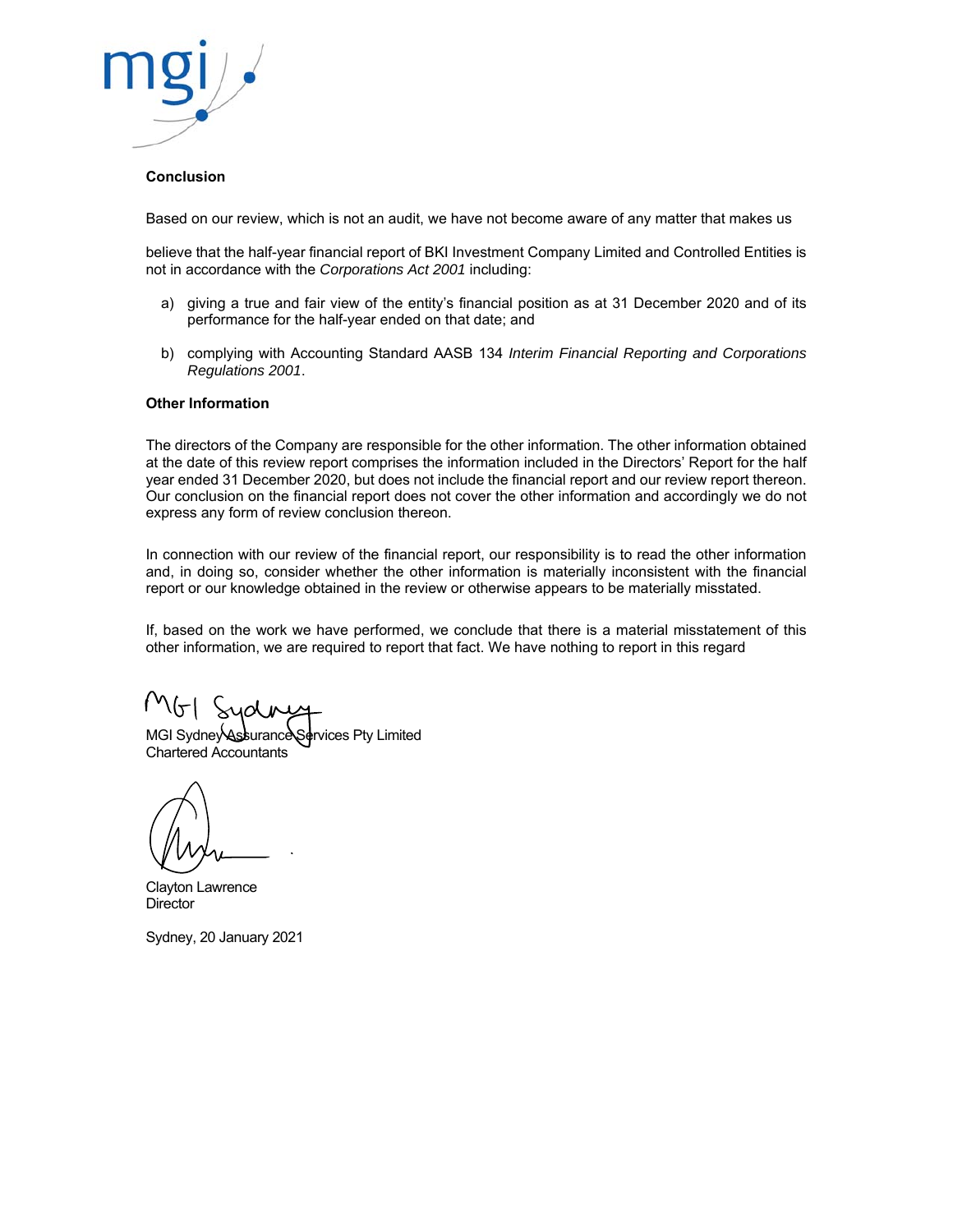## Conclusion

Based on our review, which is not an audit, we have not become aware of any matter that makes us

believe that the half-year financial report of BKI Investment Company Limited and Controlled Entities is not in accordance with the *Corporations Act 2001* including:

a) giving a true and fair view of the entity's financial position as at 31 December 2020 and of its performance for the half-year ended on that date; and

b) complying with Accounting Standard AASB 134 *Interim Financial Reporting and Corporations Regulations 2001*.

## Other Information

The directors of the Company are responsible for the other information. The other information obtained at the date of this review report comprises the information included in the Directors' Report for the half year ended 31 December 2020, but does not include the financial report and our review report thereon. Our conclusion on the financial report does not cover the other information and accordingly we do not express any form of review conclusion thereon.

In connection with our review of the financial report, our responsibility is to read the other information and, in doing so, consider whether the other information is materially inconsistent with the financial report or our knowledge obtained in the review or otherwise appears to be materially misstated.

If, based on the work we have performed, we conclude that there is a material misstatement of this other information, we are required to report that fact. We have nothing to report in this regard

MGI Sydney Assurance Services Pty Limited
Chartered Accountants

Clayton Lawrence
Director

Sydney, 20 January 2021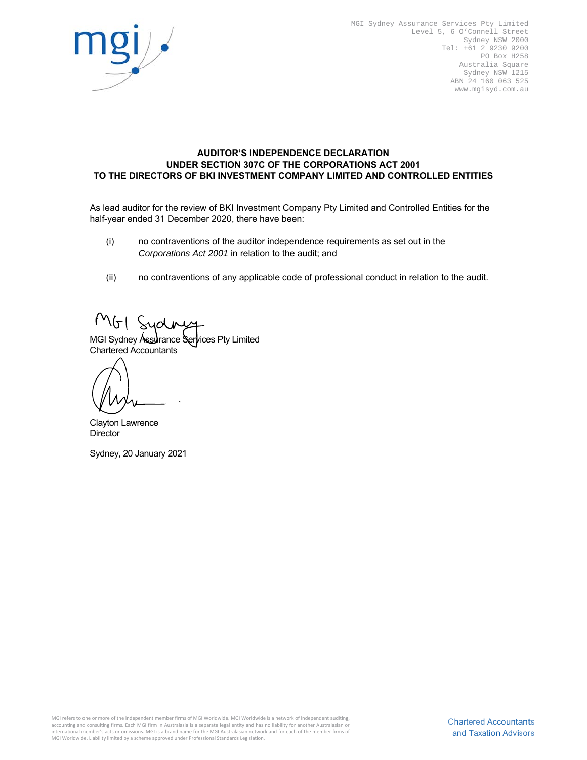MGI Sydney Assurance Services Pty Limited
Level 5, 6 O'Connell Street
Sydney NSW 2000
Tel: +61 2 9230 9200
PO Box H258
Australia Square
Sydney NSW 1215
ABN 24 160 063 525
www.mgisyd.com.au

**AUDITOR'S INDEPENDENCE DECLARATION**
**UNDER SECTION 307C OF THE CORPORATIONS ACT 2001**
**TO THE DIRECTORS OF BKI INVESTMENT COMPANY LIMITED AND CONTROLLED ENTITIES**

As lead auditor for the review of BKI Investment Company Pty Limited and Controlled Entities for the half-year ended 31 December 2020, there have been:

(i) no contraventions of the auditor independence requirements as set out in the *Corporations Act 2001* in relation to the audit; and

(ii) no contraventions of any applicable code of professional conduct in relation to the audit.

MGI Sydney Assurance Services Pty Limited
Chartered Accountants

Clayton Lawrence
Director

Sydney, 20 January 2021

MGI refers to one or more of the independent member firms of MGI Worldwide. MGI Worldwide is a network of independent auditing, accounting and consulting firms. Each MGI firm in Australasia is a separate legal entity and has no liability for another Australasian or international member's acts or omissions. MGI is a brand name for the MGI Australasian network and for each of the member firms of MGI Worldwide. Liability limited by a scheme approved under Professional Standards Legislation.

Chartered Accountants
and Taxation Advisors